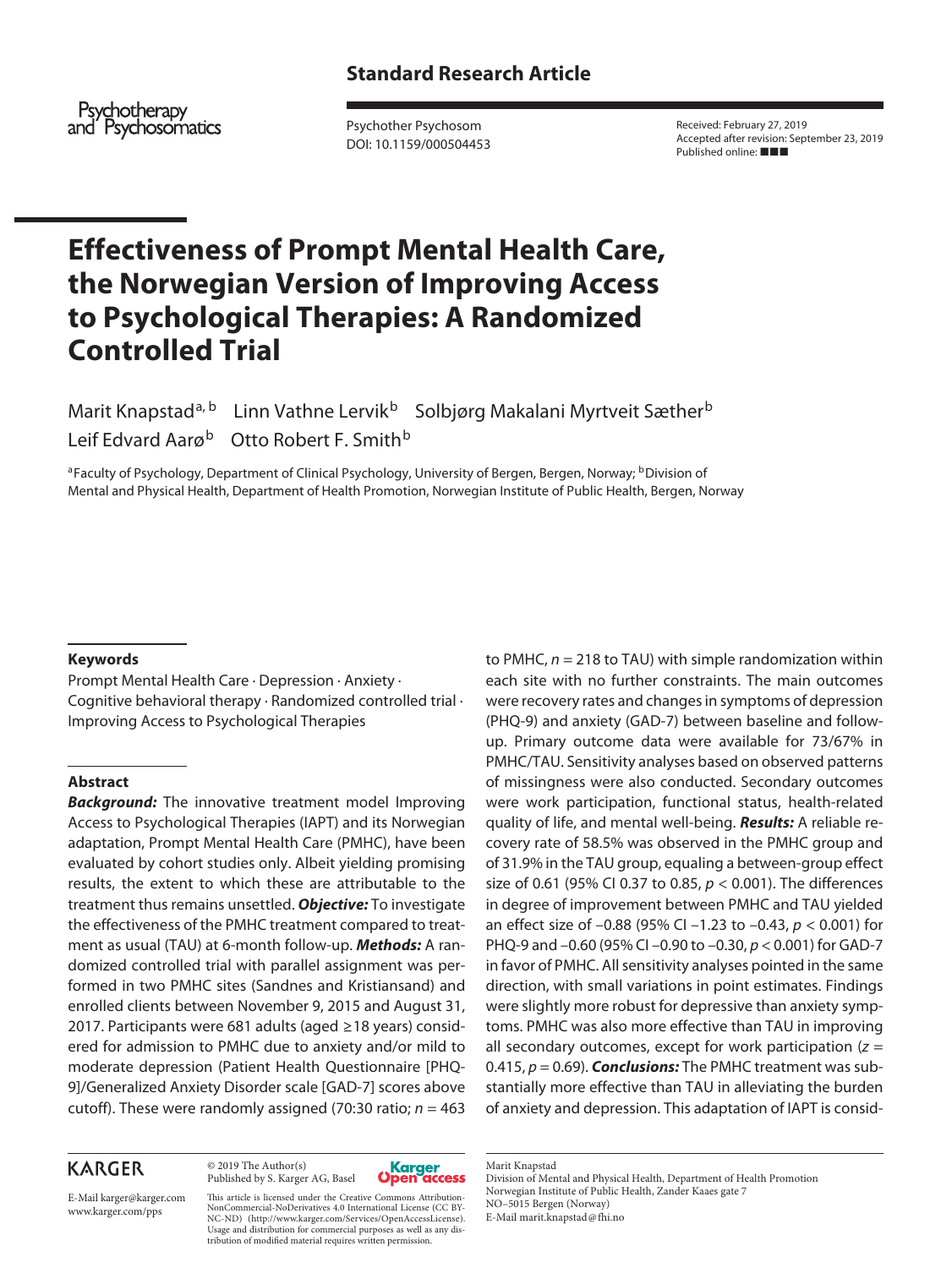**Standard Research Article**

Psychother Psychosom
DOI: 10.1159/000504453

Received: February 27, 2019
Accepted after revision: September 23, 2019
Published online: ■■■

# Effectiveness of Prompt Mental Health Care, the Norwegian Version of Improving Access to Psychological Therapies: A Randomized Controlled Trial

Marit Knapstad[a, b] Linn Vathne Lervik[b] Solbjørg Makalani Myrtveit Sæther[b] Leif Edvard Aarø[b] Otto Robert F. Smith[b]

[a]Faculty of Psychology, Department of Clinical Psychology, University of Bergen, Bergen, Norway; [b]Division of Mental and Physical Health, Department of Health Promotion, Norwegian Institute of Public Health, Bergen, Norway

## Keywords

Prompt Mental Health Care · Depression · Anxiety · Cognitive behavioral therapy · Randomized controlled trial · Improving Access to Psychological Therapies

## Abstract

***Background:*** The innovative treatment model Improving Access to Psychological Therapies (IAPT) and its Norwegian adaptation, Prompt Mental Health Care (PMHC), have been evaluated by cohort studies only. Albeit yielding promising results, the extent to which these are attributable to the treatment thus remains unsettled. ***Objective:*** To investigate the effectiveness of the PMHC treatment compared to treatment as usual (TAU) at 6-month follow-up. ***Methods:*** A randomized controlled trial with parallel assignment was performed in two PMHC sites (Sandnes and Kristiansand) and enrolled clients between November 9, 2015 and August 31, 2017. Participants were 681 adults (aged ≥18 years) considered for admission to PMHC due to anxiety and/or mild to moderate depression (Patient Health Questionnaire [PHQ-9]/Generalized Anxiety Disorder scale [GAD-7] scores above cutoff). These were randomly assigned (70:30 ratio; $n = 463$ to PMHC, $n = 218$ to TAU) with simple randomization within each site with no further constraints. The main outcomes were recovery rates and changes in symptoms of depression (PHQ-9) and anxiety (GAD-7) between baseline and follow-up. Primary outcome data were available for 73/67% in PMHC/TAU. Sensitivity analyses based on observed patterns of missingness were also conducted. Secondary outcomes were work participation, functional status, health-related quality of life, and mental well-being. ***Results:*** A reliable recovery rate of 58.5% was observed in the PMHC group and of 31.9% in the TAU group, equaling a between-group effect size of 0.61 (95% CI 0.37 to 0.85, $p < 0.001$). The differences in degree of improvement between PMHC and TAU yielded an effect size of −0.88 (95% CI −1.23 to −0.43, $p < 0.001$) for PHQ-9 and −0.60 (95% CI −0.90 to −0.30, $p < 0.001$) for GAD-7 in favor of PMHC. All sensitivity analyses pointed in the same direction, with small variations in point estimates. Findings were slightly more robust for depressive than anxiety symptoms. PMHC was also more effective than TAU in improving all secondary outcomes, except for work participation ($z = 0.415$, $p = 0.69$). ***Conclusions:*** The PMHC treatment was substantially more effective than TAU in alleviating the burden of anxiety and depression. This adaptation of IAPT is consid-

KARGER

E-Mail karger@karger.com
www.karger.com/pps

© 2019 The Author(s)
Published by S. Karger AG, Basel

Karger Open access

This article is licensed under the Creative Commons Attribution-NonCommercial-NoDerivatives 4.0 International License (CC BY-NC-ND) (http://www.karger.com/Services/OpenAccessLicense). Usage and distribution for commercial purposes as well as any distribution of modified material requires written permission.

Marit Knapstad
Division of Mental and Physical Health, Department of Health Promotion
Norwegian Institute of Public Health, Zander Kaaes gate 7
NO–5015 Bergen (Norway)
E-Mail marit.knapstad@fhi.no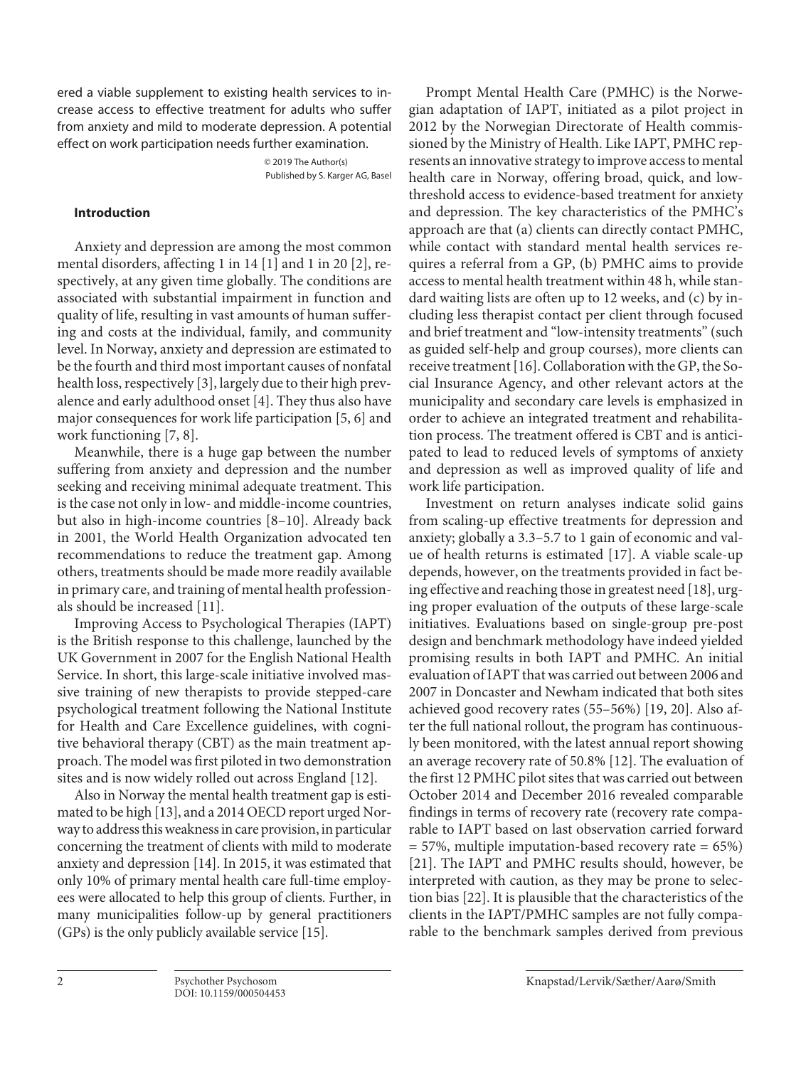ered a viable supplement to existing health services to increase access to effective treatment for adults who suffer from anxiety and mild to moderate depression. A potential effect on work participation needs further examination.

© 2019 The Author(s)
Published by S. Karger AG, Basel

## Introduction

Anxiety and depression are among the most common mental disorders, affecting 1 in 14 [1] and 1 in 20 [2], respectively, at any given time globally. The conditions are associated with substantial impairment in function and quality of life, resulting in vast amounts of human suffering and costs at the individual, family, and community level. In Norway, anxiety and depression are estimated to be the fourth and third most important causes of nonfatal health loss, respectively [3], largely due to their high prevalence and early adulthood onset [4]. They thus also have major consequences for work life participation [5, 6] and work functioning [7, 8].

Meanwhile, there is a huge gap between the number suffering from anxiety and depression and the number seeking and receiving minimal adequate treatment. This is the case not only in low- and middle-income countries, but also in high-income countries [8–10]. Already back in 2001, the World Health Organization advocated ten recommendations to reduce the treatment gap. Among others, treatments should be made more readily available in primary care, and training of mental health professionals should be increased [11].

Improving Access to Psychological Therapies (IAPT) is the British response to this challenge, launched by the UK Government in 2007 for the English National Health Service. In short, this large-scale initiative involved massive training of new therapists to provide stepped-care psychological treatment following the National Institute for Health and Care Excellence guidelines, with cognitive behavioral therapy (CBT) as the main treatment approach. The model was first piloted in two demonstration sites and is now widely rolled out across England [12].

Also in Norway the mental health treatment gap is estimated to be high [13], and a 2014 OECD report urged Norway to address this weakness in care provision, in particular concerning the treatment of clients with mild to moderate anxiety and depression [14]. In 2015, it was estimated that only 10% of primary mental health care full-time employees were allocated to help this group of clients. Further, in many municipalities follow-up by general practitioners (GPs) is the only publicly available service [15].

Prompt Mental Health Care (PMHC) is the Norwegian adaptation of IAPT, initiated as a pilot project in 2012 by the Norwegian Directorate of Health commissioned by the Ministry of Health. Like IAPT, PMHC represents an innovative strategy to improve access to mental health care in Norway, offering broad, quick, and low-threshold access to evidence-based treatment for anxiety and depression. The key characteristics of the PMHC's approach are that (a) clients can directly contact PMHC, while contact with standard mental health services requires a referral from a GP, (b) PMHC aims to provide access to mental health treatment within 48 h, while standard waiting lists are often up to 12 weeks, and (c) by including less therapist contact per client through focused and brief treatment and "low-intensity treatments" (such as guided self-help and group courses), more clients can receive treatment [16]. Collaboration with the GP, the Social Insurance Agency, and other relevant actors at the municipality and secondary care levels is emphasized in order to achieve an integrated treatment and rehabilitation process. The treatment offered is CBT and is anticipated to lead to reduced levels of symptoms of anxiety and depression as well as improved quality of life and work life participation.

Investment on return analyses indicate solid gains from scaling-up effective treatments for depression and anxiety; globally a 3.3–5.7 to 1 gain of economic and value of health returns is estimated [17]. A viable scale-up depends, however, on the treatments provided in fact being effective and reaching those in greatest need [18], urging proper evaluation of the outputs of these large-scale initiatives. Evaluations based on single-group pre-post design and benchmark methodology have indeed yielded promising results in both IAPT and PMHC. An initial evaluation of IAPT that was carried out between 2006 and 2007 in Doncaster and Newham indicated that both sites achieved good recovery rates (55–56%) [19, 20]. Also after the full national rollout, the program has continuously been monitored, with the latest annual report showing an average recovery rate of 50.8% [12]. The evaluation of the first 12 PMHC pilot sites that was carried out between October 2014 and December 2016 revealed comparable findings in terms of recovery rate (recovery rate comparable to IAPT based on last observation carried forward = 57%, multiple imputation-based recovery rate = 65%) [21]. The IAPT and PMHC results should, however, be interpreted with caution, as they may be prone to selection bias [22]. It is plausible that the characteristics of the clients in the IAPT/PMHC samples are not fully comparable to the benchmark samples derived from previous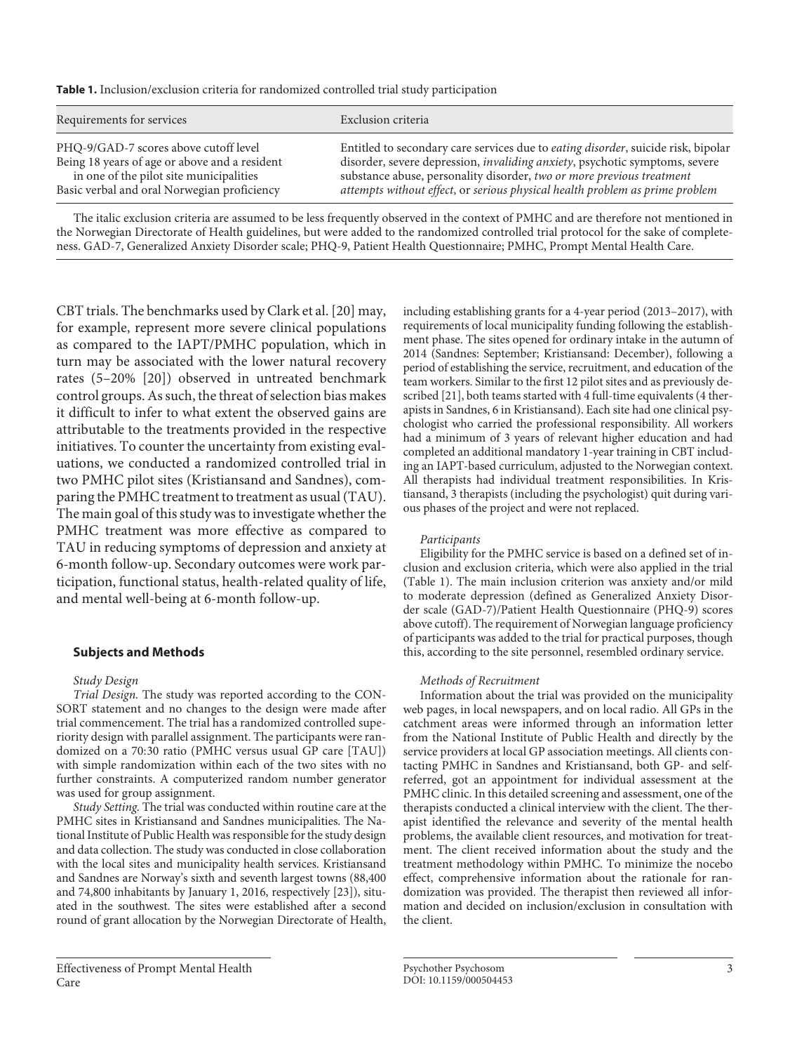**Table 1.** Inclusion/exclusion criteria for randomized controlled trial study participation

| Requirements for services | Exclusion criteria |
|---|---|
| PHQ-9/GAD-7 scores above cutoff level<br>Being 18 years of age or above and a resident in one of the pilot site municipalities<br>Basic verbal and oral Norwegian proficiency | Entitled to secondary care services due to *eating disorder*, suicide risk, bipolar disorder, severe depression, *invaliding anxiety*, psychotic symptoms, severe substance abuse, personality disorder, *two or more previous treatment attempts without effect*, or *serious physical health problem as prime problem* |

The italic exclusion criteria are assumed to be less frequently observed in the context of PMHC and are therefore not mentioned in the Norwegian Directorate of Health guidelines, but were added to the randomized controlled trial protocol for the sake of completeness. GAD-7, Generalized Anxiety Disorder scale; PHQ-9, Patient Health Questionnaire; PMHC, Prompt Mental Health Care.

CBT trials. The benchmarks used by Clark et al. [20] may, for example, represent more severe clinical populations as compared to the IAPT/PMHC population, which in turn may be associated with the lower natural recovery rates (5–20% [20]) observed in untreated benchmark control groups. As such, the threat of selection bias makes it difficult to infer to what extent the observed gains are attributable to the treatments provided in the respective initiatives. To counter the uncertainty from existing evaluations, we conducted a randomized controlled trial in two PMHC pilot sites (Kristiansand and Sandnes), comparing the PMHC treatment to treatment as usual (TAU). The main goal of this study was to investigate whether the PMHC treatment was more effective as compared to TAU in reducing symptoms of depression and anxiety at 6-month follow-up. Secondary outcomes were work participation, functional status, health-related quality of life, and mental well-being at 6-month follow-up.

## Subjects and Methods

### *Study Design*

*Trial Design.* The study was reported according to the CONSORT statement and no changes to the design were made after trial commencement. The trial has a randomized controlled superiority design with parallel assignment. The participants were randomized on a 70:30 ratio (PMHC versus usual GP care [TAU]) with simple randomization within each of the two sites with no further constraints. A computerized random number generator was used for group assignment.

*Study Setting.* The trial was conducted within routine care at the PMHC sites in Kristiansand and Sandnes municipalities. The National Institute of Public Health was responsible for the study design and data collection. The study was conducted in close collaboration with the local sites and municipality health services. Kristiansand and Sandnes are Norway's sixth and seventh largest towns (88,400 and 74,800 inhabitants by January 1, 2016, respectively [23]), situated in the southwest. The sites were established after a second round of grant allocation by the Norwegian Directorate of Health, including establishing grants for a 4-year period (2013–2017), with requirements of local municipality funding following the establishment phase. The sites opened for ordinary intake in the autumn of 2014 (Sandnes: September; Kristiansand: December), following a period of establishing the service, recruitment, and education of the team workers. Similar to the first 12 pilot sites and as previously described [21], both teams started with 4 full-time equivalents (4 therapists in Sandnes, 6 in Kristiansand). Each site had one clinical psychologist who carried the professional responsibility. All workers had a minimum of 3 years of relevant higher education and had completed an additional mandatory 1-year training in CBT including an IAPT-based curriculum, adjusted to the Norwegian context. All therapists had individual treatment responsibilities. In Kristiansand, 3 therapists (including the psychologist) quit during various phases of the project and were not replaced.

### *Participants*

Eligibility for the PMHC service is based on a defined set of inclusion and exclusion criteria, which were also applied in the trial (Table 1). The main inclusion criterion was anxiety and/or mild to moderate depression (defined as Generalized Anxiety Disorder scale (GAD-7)/Patient Health Questionnaire (PHQ-9) scores above cutoff). The requirement of Norwegian language proficiency of participants was added to the trial for practical purposes, though this, according to the site personnel, resembled ordinary service.

### *Methods of Recruitment*

Information about the trial was provided on the municipality web pages, in local newspapers, and on local radio. All GPs in the catchment areas were informed through an information letter from the National Institute of Public Health and directly by the service providers at local GP association meetings. All clients contacting PMHC in Sandnes and Kristiansand, both GP- and self-referred, got an appointment for individual assessment at the PMHC clinic. In this detailed screening and assessment, one of the therapists conducted a clinical interview with the client. The therapist identified the relevance and severity of the mental health problems, the available client resources, and motivation for treatment. The client received information about the study and the treatment methodology within PMHC. To minimize the nocebo effect, comprehensive information about the rationale for randomization was provided. The therapist then reviewed all information and decided on inclusion/exclusion in consultation with the client.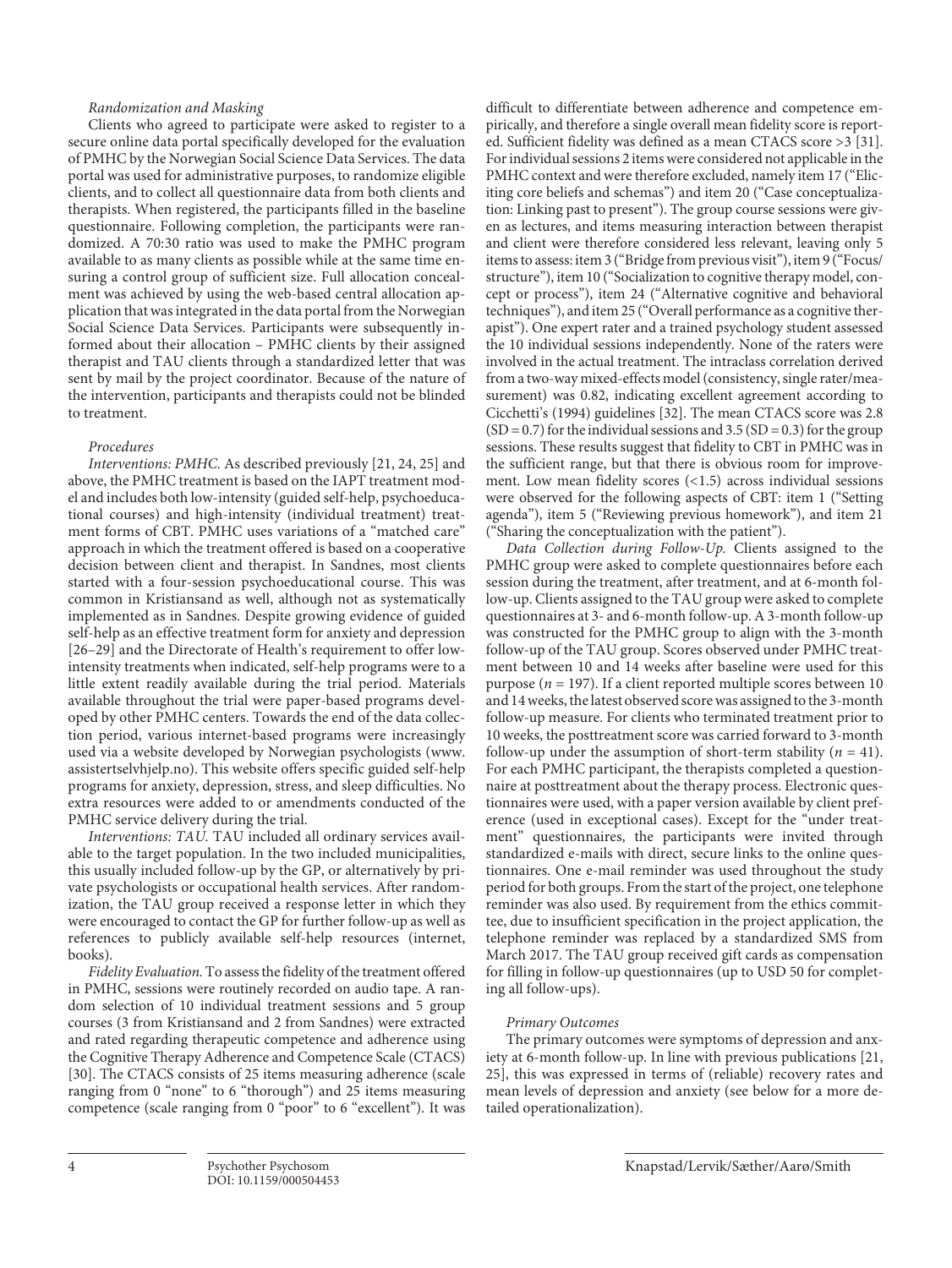*Randomization and Masking*

Clients who agreed to participate were asked to register to a secure online data portal specifically developed for the evaluation of PMHC by the Norwegian Social Science Data Services. The data portal was used for administrative purposes, to randomize eligible clients, and to collect all questionnaire data from both clients and therapists. When registered, the participants filled in the baseline questionnaire. Following completion, the participants were randomized. A 70:30 ratio was used to make the PMHC program available to as many clients as possible while at the same time ensuring a control group of sufficient size. Full allocation concealment was achieved by using the web-based central allocation application that was integrated in the data portal from the Norwegian Social Science Data Services. Participants were subsequently informed about their allocation – PMHC clients by their assigned therapist and TAU clients through a standardized letter that was sent by mail by the project coordinator. Because of the nature of the intervention, participants and therapists could not be blinded to treatment.

*Procedures*

*Interventions: PMHC.* As described previously [21, 24, 25] and above, the PMHC treatment is based on the IAPT treatment model and includes both low-intensity (guided self-help, psychoeducational courses) and high-intensity (individual treatment) treatment forms of CBT. PMHC uses variations of a "matched care" approach in which the treatment offered is based on a cooperative decision between client and therapist. In Sandnes, most clients started with a four-session psychoeducational course. This was common in Kristiansand as well, although not as systematically implemented as in Sandnes. Despite growing evidence of guided self-help as an effective treatment form for anxiety and depression [26–29] and the Directorate of Health's requirement to offer low-intensity treatments when indicated, self-help programs were to a little extent readily available during the trial period. Materials available throughout the trial were paper-based programs developed by other PMHC centers. Towards the end of the data collection period, various internet-based programs were increasingly used via a website developed by Norwegian psychologists (www.assistertselvhjelp.no). This website offers specific guided self-help programs for anxiety, depression, stress, and sleep difficulties. No extra resources were added to or amendments conducted of the PMHC service delivery during the trial.

*Interventions: TAU.* TAU included all ordinary services available to the target population. In the two included municipalities, this usually included follow-up by the GP, or alternatively by private psychologists or occupational health services. After randomization, the TAU group received a response letter in which they were encouraged to contact the GP for further follow-up as well as references to publicly available self-help resources (internet, books).

*Fidelity Evaluation.* To assess the fidelity of the treatment offered in PMHC, sessions were routinely recorded on audio tape. A random selection of 10 individual treatment sessions and 5 group courses (3 from Kristiansand and 2 from Sandnes) were extracted and rated regarding therapeutic competence and adherence using the Cognitive Therapy Adherence and Competence Scale (CTACS) [30]. The CTACS consists of 25 items measuring adherence (scale ranging from 0 "none" to 6 "thorough") and 25 items measuring competence (scale ranging from 0 "poor" to 6 "excellent"). It was difficult to differentiate between adherence and competence empirically, and therefore a single overall mean fidelity score is reported. Sufficient fidelity was defined as a mean CTACS score >3 [31]. For individual sessions 2 items were considered not applicable in the PMHC context and were therefore excluded, namely item 17 ("Eliciting core beliefs and schemas") and item 20 ("Case conceptualization: Linking past to present"). The group course sessions were given as lectures, and items measuring interaction between therapist and client were therefore considered less relevant, leaving only 5 items to assess: item 3 ("Bridge from previous visit"), item 9 ("Focus/structure"), item 10 ("Socialization to cognitive therapy model, concept or process"), item 24 ("Alternative cognitive and behavioral techniques"), and item 25 ("Overall performance as a cognitive therapist"). One expert rater and a trained psychology student assessed the 10 individual sessions independently. None of the raters were involved in the actual treatment. The intraclass correlation derived from a two-way mixed-effects model (consistency, single rater/measurement) was 0.82, indicating excellent agreement according to Cicchetti's (1994) guidelines [32]. The mean CTACS score was 2.8 (SD = 0.7) for the individual sessions and 3.5 (SD = 0.3) for the group sessions. These results suggest that fidelity to CBT in PMHC was in the sufficient range, but that there is obvious room for improvement. Low mean fidelity scores (<1.5) across individual sessions were observed for the following aspects of CBT: item 1 ("Setting agenda"), item 5 ("Reviewing previous homework"), and item 21 ("Sharing the conceptualization with the patient").

*Data Collection during Follow-Up.* Clients assigned to the PMHC group were asked to complete questionnaires before each session during the treatment, after treatment, and at 6-month follow-up. Clients assigned to the TAU group were asked to complete questionnaires at 3- and 6-month follow-up. A 3-month follow-up was constructed for the PMHC group to align with the 3-month follow-up of the TAU group. Scores observed under PMHC treatment between 10 and 14 weeks after baseline were used for this purpose ($n = 197$). If a client reported multiple scores between 10 and 14 weeks, the latest observed score was assigned to the 3-month follow-up measure. For clients who terminated treatment prior to 10 weeks, the posttreatment score was carried forward to 3-month follow-up under the assumption of short-term stability ($n = 41$). For each PMHC participant, the therapists completed a questionnaire at posttreatment about the therapy process. Electronic questionnaires were used, with a paper version available by client preference (used in exceptional cases). Except for the "under treatment" questionnaires, the participants were invited through standardized e-mails with direct, secure links to the online questionnaires. One e-mail reminder was used throughout the study period for both groups. From the start of the project, one telephone reminder was also used. By requirement from the ethics committee, due to insufficient specification in the project application, the telephone reminder was replaced by a standardized SMS from March 2017. The TAU group received gift cards as compensation for filling in follow-up questionnaires (up to USD 50 for completing all follow-ups).

*Primary Outcomes*

The primary outcomes were symptoms of depression and anxiety at 6-month follow-up. In line with previous publications [21, 25], this was expressed in terms of (reliable) recovery rates and mean levels of depression and anxiety (see below for a more detailed operationalization).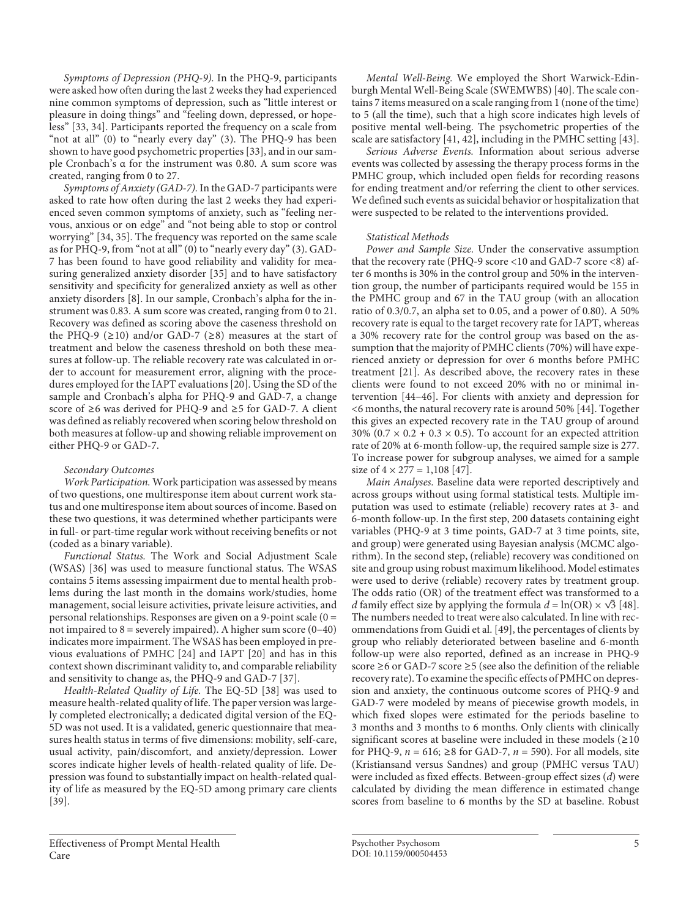*Symptoms of Depression (PHQ-9).* In the PHQ-9, participants were asked how often during the last 2 weeks they had experienced nine common symptoms of depression, such as "little interest or pleasure in doing things" and "feeling down, depressed, or hopeless" [33, 34]. Participants reported the frequency on a scale from "not at all" (0) to "nearly every day" (3). The PHQ-9 has been shown to have good psychometric properties [33], and in our sample Cronbach's α for the instrument was 0.80. A sum score was created, ranging from 0 to 27.

*Symptoms of Anxiety (GAD-7).* In the GAD-7 participants were asked to rate how often during the last 2 weeks they had experienced seven common symptoms of anxiety, such as "feeling nervous, anxious or on edge" and "not being able to stop or control worrying" [34, 35]. The frequency was reported on the same scale as for PHQ-9, from "not at all" (0) to "nearly every day" (3). GAD-7 has been found to have good reliability and validity for measuring generalized anxiety disorder [35] and to have satisfactory sensitivity and specificity for generalized anxiety as well as other anxiety disorders [8]. In our sample, Cronbach's alpha for the instrument was 0.83. A sum score was created, ranging from 0 to 21. Recovery was defined as scoring above the caseness threshold on the PHQ-9 (≥10) and/or GAD-7 (≥8) measures at the start of treatment and below the caseness threshold on both these measures at follow-up. The reliable recovery rate was calculated in order to account for measurement error, aligning with the procedures employed for the IAPT evaluations [20]. Using the SD of the sample and Cronbach's alpha for PHQ-9 and GAD-7, a change score of ≥6 was derived for PHQ-9 and ≥5 for GAD-7. A client was defined as reliably recovered when scoring below threshold on both measures at follow-up and showing reliable improvement on either PHQ-9 or GAD-7.

*Secondary Outcomes*

*Work Participation.* Work participation was assessed by means of two questions, one multiresponse item about current work status and one multiresponse item about sources of income. Based on these two questions, it was determined whether participants were in full- or part-time regular work without receiving benefits or not (coded as a binary variable).

*Functional Status.* The Work and Social Adjustment Scale (WSAS) [36] was used to measure functional status. The WSAS contains 5 items assessing impairment due to mental health problems during the last month in the domains work/studies, home management, social leisure activities, private leisure activities, and personal relationships. Responses are given on a 9-point scale (0 = not impaired to 8 = severely impaired). A higher sum score (0–40) indicates more impairment. The WSAS has been employed in previous evaluations of PMHC [24] and IAPT [20] and has in this context shown discriminant validity to, and comparable reliability and sensitivity to change as, the PHQ-9 and GAD-7 [37].

*Health-Related Quality of Life.* The EQ-5D [38] was used to measure health-related quality of life. The paper version was largely completed electronically; a dedicated digital version of the EQ-5D was not used. It is a validated, generic questionnaire that measures health status in terms of five dimensions: mobility, self-care, usual activity, pain/discomfort, and anxiety/depression. Lower scores indicate higher levels of health-related quality of life. Depression was found to substantially impact on health-related quality of life as measured by the EQ-5D among primary care clients [39].

*Mental Well-Being.* We employed the Short Warwick-Edinburgh Mental Well-Being Scale (SWEMWBS) [40]. The scale contains 7 items measured on a scale ranging from 1 (none of the time) to 5 (all the time), such that a high score indicates high levels of positive mental well-being. The psychometric properties of the scale are satisfactory [41, 42], including in the PMHC setting [43].

*Serious Adverse Events.* Information about serious adverse events was collected by assessing the therapy process forms in the PMHC group, which included open fields for recording reasons for ending treatment and/or referring the client to other services. We defined such events as suicidal behavior or hospitalization that were suspected to be related to the interventions provided.

*Statistical Methods*

*Power and Sample Size.* Under the conservative assumption that the recovery rate (PHQ-9 score <10 and GAD-7 score <8) after 6 months is 30% in the control group and 50% in the intervention group, the number of participants required would be 155 in the PMHC group and 67 in the TAU group (with an allocation ratio of 0.3/0.7, an alpha set to 0.05, and a power of 0.80). A 50% recovery rate is equal to the target recovery rate for IAPT, whereas a 30% recovery rate for the control group was based on the assumption that the majority of PMHC clients (70%) will have experienced anxiety or depression for over 6 months before PMHC treatment [21]. As described above, the recovery rates in these clients were found to not exceed 20% with no or minimal intervention [44–46]. For clients with anxiety and depression for <6 months, the natural recovery rate is around 50% [44]. Together this gives an expected recovery rate in the TAU group of around 30% ($0.7 \times 0.2 + 0.3 \times 0.5$). To account for an expected attrition rate of 20% at 6-month follow-up, the required sample size is 277. To increase power for subgroup analyses, we aimed for a sample size of $4 \times 277 = 1{,}108$ [47].

*Main Analyses.* Baseline data were reported descriptively and across groups without using formal statistical tests. Multiple imputation was used to estimate (reliable) recovery rates at 3- and 6-month follow-up. In the first step, 200 datasets containing eight variables (PHQ-9 at 3 time points, GAD-7 at 3 time points, site, and group) were generated using Bayesian analysis (MCMC algorithm). In the second step, (reliable) recovery was conditioned on site and group using robust maximum likelihood. Model estimates were used to derive (reliable) recovery rates by treatment group. The odds ratio (OR) of the treatment effect was transformed to a *d* family effect size by applying the formula $d = \ln(\text{OR}) \times \sqrt{3}$ [48]. The numbers needed to treat were also calculated. In line with recommendations from Guidi et al. [49], the percentages of clients by group who reliably deteriorated between baseline and 6-month follow-up were also reported, defined as an increase in PHQ-9 score ≥6 or GAD-7 score ≥5 (see also the definition of the reliable recovery rate). To examine the specific effects of PMHC on depression and anxiety, the continuous outcome scores of PHQ-9 and GAD-7 were modeled by means of piecewise growth models, in which fixed slopes were estimated for the periods baseline to 3 months and 3 months to 6 months. Only clients with clinically significant scores at baseline were included in these models (≥10 for PHQ-9, $n = 616$; ≥8 for GAD-7, $n = 590$). For all models, site (Kristiansand versus Sandnes) and group (PMHC versus TAU) were included as fixed effects. Between-group effect sizes ($d$) were calculated by dividing the mean difference in estimated change scores from baseline to 6 months by the SD at baseline. Robust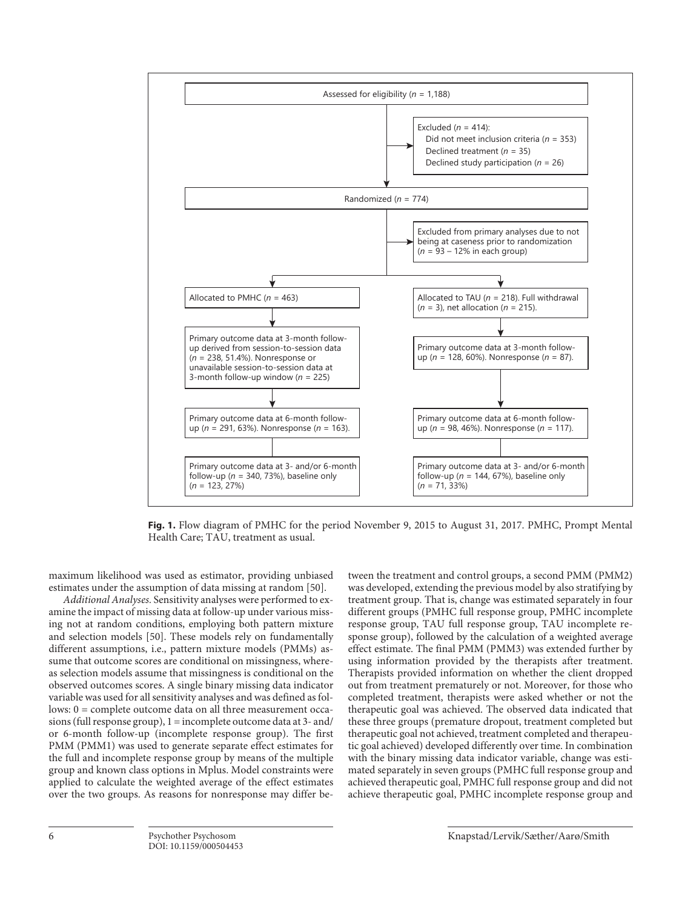Assessed for eligibility ($n$ = 1,188)

Excluded ($n$ = 414):
- Did not meet inclusion criteria ($n$ = 353)
- Declined treatment ($n$ = 35)
- Declined study participation ($n$ = 26)

Randomized ($n$ = 774)

Excluded from primary analyses due to not being at caseness prior to randomization ($n$ = 93 – 12% in each group)

| PMHC | TAU |
|---|---|
| Allocated to PMHC ($n$ = 463) | Allocated to TAU ($n$ = 218). Full withdrawal ($n$ = 3), net allocation ($n$ = 215). |
| Primary outcome data at 3-month follow-up derived from session-to-session data ($n$ = 238, 51.4%). Nonresponse or unavailable session-to-session data at 3-month follow-up window ($n$ = 225) | Primary outcome data at 3-month follow-up ($n$ = 128, 60%). Nonresponse ($n$ = 87). |
| Primary outcome data at 6-month follow-up ($n$ = 291, 63%). Nonresponse ($n$ = 163). | Primary outcome data at 6-month follow-up ($n$ = 98, 46%). Nonresponse ($n$ = 117). |
| Primary outcome data at 3- and/or 6-month follow-up ($n$ = 340, 73%), baseline only ($n$ = 123, 27%) | Primary outcome data at 3- and/or 6-month follow-up ($n$ = 144, 67%), baseline only ($n$ = 71, 33%) |

**Fig. 1.** Flow diagram of PMHC for the period November 9, 2015 to August 31, 2017. PMHC, Prompt Mental Health Care; TAU, treatment as usual.

maximum likelihood was used as estimator, providing unbiased estimates under the assumption of data missing at random [50].

*Additional Analyses.* Sensitivity analyses were performed to examine the impact of missing data at follow-up under various missing not at random conditions, employing both pattern mixture and selection models [50]. These models rely on fundamentally different assumptions, i.e., pattern mixture models (PMMs) assume that outcome scores are conditional on missingness, whereas selection models assume that missingness is conditional on the observed outcomes scores. A single binary missing data indicator variable was used for all sensitivity analyses and was defined as follows: 0 = complete outcome data on all three measurement occasions (full response group), 1 = incomplete outcome data at 3- and/or 6-month follow-up (incomplete response group). The first PMM (PMM1) was used to generate separate effect estimates for the full and incomplete response group by means of the multiple group and known class options in Mplus. Model constraints were applied to calculate the weighted average of the effect estimates over the two groups. As reasons for nonresponse may differ between the treatment and control groups, a second PMM (PMM2) was developed, extending the previous model by also stratifying by treatment group. That is, change was estimated separately in four different groups (PMHC full response group, PMHC incomplete response group, TAU full response group, TAU incomplete response group), followed by the calculation of a weighted average effect estimate. The final PMM (PMM3) was extended further by using information provided by the therapists after treatment. Therapists provided information on whether the client dropped out from treatment prematurely or not. Moreover, for those who completed treatment, therapists were asked whether or not the therapeutic goal was achieved. The observed data indicated that these three groups (premature dropout, treatment completed but therapeutic goal not achieved, treatment completed and therapeutic goal achieved) developed differently over time. In combination with the binary missing data indicator variable, change was estimated separately in seven groups (PMHC full response group and achieved therapeutic goal, PMHC full response group and did not achieve therapeutic goal, PMHC incomplete response group and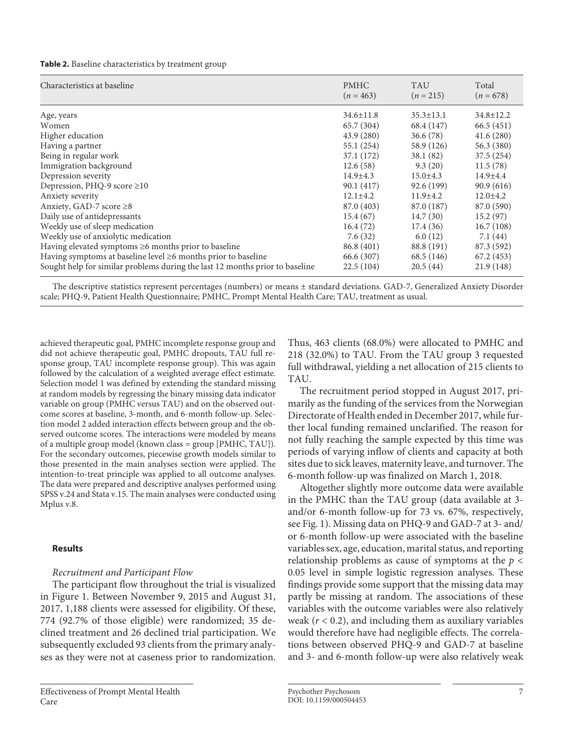**Table 2.** Baseline characteristics by treatment group

| Characteristics at baseline | PMHC (*n* = 463) | TAU (*n* = 215) | Total (*n* = 678) |
|---|---|---|---|
| Age, years | 34.6±11.8 | 35.3±13.1 | 34.8±12.2 |
| Women | 65.7 (304) | 68.4 (147) | 66.5 (451) |
| Higher education | 43.9 (280) | 36.6 (78) | 41.6 (280) |
| Having a partner | 55.1 (254) | 58.9 (126) | 56.3 (380) |
| Being in regular work | 37.1 (172) | 38.1 (82) | 37.5 (254) |
| Immigration background | 12.6 (58) | 9.3 (20) | 11.5 (78) |
| Depression severity | 14.9±4.3 | 15.0±4.3 | 14.9±4.4 |
| Depression, PHQ-9 score ≥10 | 90.1 (417) | 92.6 (199) | 90.9 (616) |
| Anxiety severity | 12.1±4.2 | 11.9±4.2 | 12.0±4.2 |
| Anxiety, GAD-7 score ≥8 | 87.0 (403) | 87.0 (187) | 87.0 (590) |
| Daily use of antidepressants | 15.4 (67) | 14.7 (30) | 15.2 (97) |
| Weekly use of sleep medication | 16.4 (72) | 17.4 (36) | 16.7 (108) |
| Weekly use of anxiolytic medication | 7.6 (32) | 6.0 (12) | 7.1 (44) |
| Having elevated symptoms ≥6 months prior to baseline | 86.8 (401) | 88.8 (191) | 87.3 (592) |
| Having symptoms at baseline level ≥6 months prior to baseline | 66.6 (307) | 68.5 (146) | 67.2 (453) |
| Sought help for similar problems during the last 12 months prior to baseline | 22.5 (104) | 20.5 (44) | 21.9 (148) |

The descriptive statistics represent percentages (numbers) or means ± standard deviations. GAD-7, Generalized Anxiety Disorder scale; PHQ-9, Patient Health Questionnaire; PMHC, Prompt Mental Health Care; TAU, treatment as usual.

achieved therapeutic goal, PMHC incomplete response group and did not achieve therapeutic goal, PMHC dropouts, TAU full response group, TAU incomplete response group). This was again followed by the calculation of a weighted average effect estimate. Selection model 1 was defined by extending the standard missing at random models by regressing the binary missing data indicator variable on group (PMHC versus TAU) and on the observed outcome scores at baseline, 3-month, and 6-month follow-up. Selection model 2 added interaction effects between group and the observed outcome scores. The interactions were modeled by means of a multiple group model (known class = group [PMHC, TAU]). For the secondary outcomes, piecewise growth models similar to those presented in the main analyses section were applied. The intention-to-treat principle was applied to all outcome analyses. The data were prepared and descriptive analyses performed using SPSS v.24 and Stata v.15. The main analyses were conducted using Mplus v.8.

## Results

### *Recruitment and Participant Flow*

The participant flow throughout the trial is visualized in Figure 1. Between November 9, 2015 and August 31, 2017, 1,188 clients were assessed for eligibility. Of these, 774 (92.7% of those eligible) were randomized; 35 declined treatment and 26 declined trial participation. We subsequently excluded 93 clients from the primary analyses as they were not at caseness prior to randomization. Thus, 463 clients (68.0%) were allocated to PMHC and 218 (32.0%) to TAU. From the TAU group 3 requested full withdrawal, yielding a net allocation of 215 clients to TAU.

The recruitment period stopped in August 2017, primarily as the funding of the services from the Norwegian Directorate of Health ended in December 2017, while further local funding remained unclarified. The reason for not fully reaching the sample expected by this time was periods of varying inflow of clients and capacity at both sites due to sick leaves, maternity leave, and turnover. The 6-month follow-up was finalized on March 1, 2018.

Altogether slightly more outcome data were available in the PMHC than the TAU group (data available at 3- and/or 6-month follow-up for 73 vs. 67%, respectively, see Fig. 1). Missing data on PHQ-9 and GAD-7 at 3- and/or 6-month follow-up were associated with the baseline variables sex, age, education, marital status, and reporting relationship problems as cause of symptoms at the $p < 0.05$ level in simple logistic regression analyses. These findings provide some support that the missing data may partly be missing at random. The associations of these variables with the outcome variables were also relatively weak ($r < 0.2$), and including them as auxiliary variables would therefore have had negligible effects. The correlations between observed PHQ-9 and GAD-7 at baseline and 3- and 6-month follow-up were also relatively weak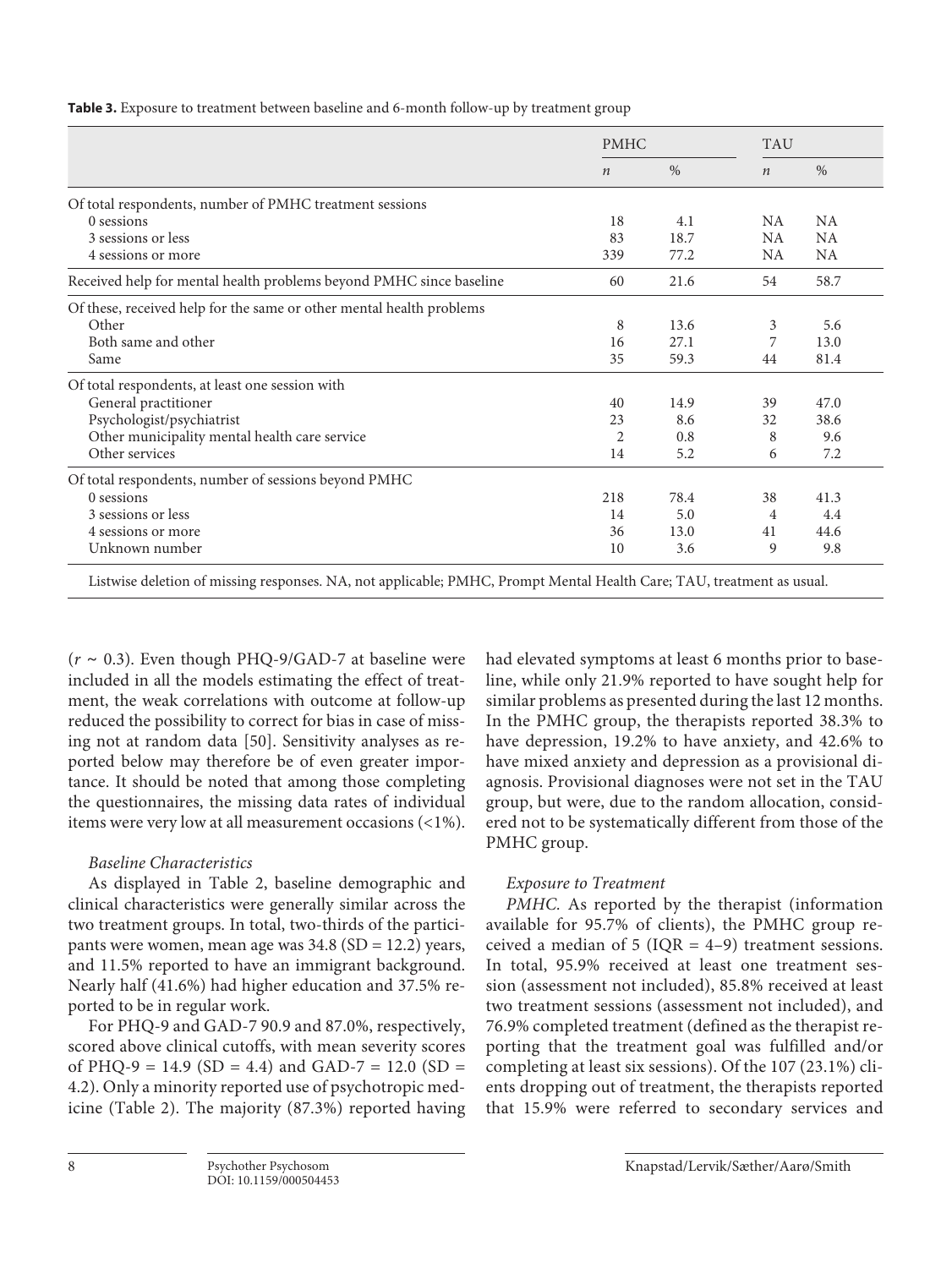**Table 3.** Exposure to treatment between baseline and 6-month follow-up by treatment group

| | PMHC | | TAU | |
|---|---|---|---|---|
| | *n* | % | *n* | % |
| Of total respondents, number of PMHC treatment sessions | | | | |
| 0 sessions | 18 | 4.1 | NA | NA |
| 3 sessions or less | 83 | 18.7 | NA | NA |
| 4 sessions or more | 339 | 77.2 | NA | NA |
| Received help for mental health problems beyond PMHC since baseline | 60 | 21.6 | 54 | 58.7 |
| Of these, received help for the same or other mental health problems | | | | |
| Other | 8 | 13.6 | 3 | 5.6 |
| Both same and other | 16 | 27.1 | 7 | 13.0 |
| Same | 35 | 59.3 | 44 | 81.4 |
| Of total respondents, at least one session with | | | | |
| General practitioner | 40 | 14.9 | 39 | 47.0 |
| Psychologist/psychiatrist | 23 | 8.6 | 32 | 38.6 |
| Other municipality mental health care service | 2 | 0.8 | 8 | 9.6 |
| Other services | 14 | 5.2 | 6 | 7.2 |
| Of total respondents, number of sessions beyond PMHC | | | | |
| 0 sessions | 218 | 78.4 | 38 | 41.3 |
| 3 sessions or less | 14 | 5.0 | 4 | 4.4 |
| 4 sessions or more | 36 | 13.0 | 41 | 44.6 |
| Unknown number | 10 | 3.6 | 9 | 9.8 |

Listwise deletion of missing responses. NA, not applicable; PMHC, Prompt Mental Health Care; TAU, treatment as usual.

($r$ ~ 0.3). Even though PHQ-9/GAD-7 at baseline were included in all the models estimating the effect of treatment, the weak correlations with outcome at follow-up reduced the possibility to correct for bias in case of missing not at random data [50]. Sensitivity analyses as reported below may therefore be of even greater importance. It should be noted that among those completing the questionnaires, the missing data rates of individual items were very low at all measurement occasions (<1%).

*Baseline Characteristics*

As displayed in Table 2, baseline demographic and clinical characteristics were generally similar across the two treatment groups. In total, two-thirds of the participants were women, mean age was 34.8 (SD = 12.2) years, and 11.5% reported to have an immigrant background. Nearly half (41.6%) had higher education and 37.5% reported to be in regular work.

For PHQ-9 and GAD-7 90.9 and 87.0%, respectively, scored above clinical cutoffs, with mean severity scores of PHQ-9 = 14.9 (SD = 4.4) and GAD-7 = 12.0 (SD = 4.2). Only a minority reported use of psychotropic medicine (Table 2). The majority (87.3%) reported having had elevated symptoms at least 6 months prior to baseline, while only 21.9% reported to have sought help for similar problems as presented during the last 12 months. In the PMHC group, the therapists reported 38.3% to have depression, 19.2% to have anxiety, and 42.6% to have mixed anxiety and depression as a provisional diagnosis. Provisional diagnoses were not set in the TAU group, but were, due to the random allocation, considered not to be systematically different from those of the PMHC group.

*Exposure to Treatment*

*PMHC.* As reported by the therapist (information available for 95.7% of clients), the PMHC group received a median of 5 (IQR = 4–9) treatment sessions. In total, 95.9% received at least one treatment session (assessment not included), 85.8% received at least two treatment sessions (assessment not included), and 76.9% completed treatment (defined as the therapist reporting that the treatment goal was fulfilled and/or completing at least six sessions). Of the 107 (23.1%) clients dropping out of treatment, the therapists reported that 15.9% were referred to secondary services and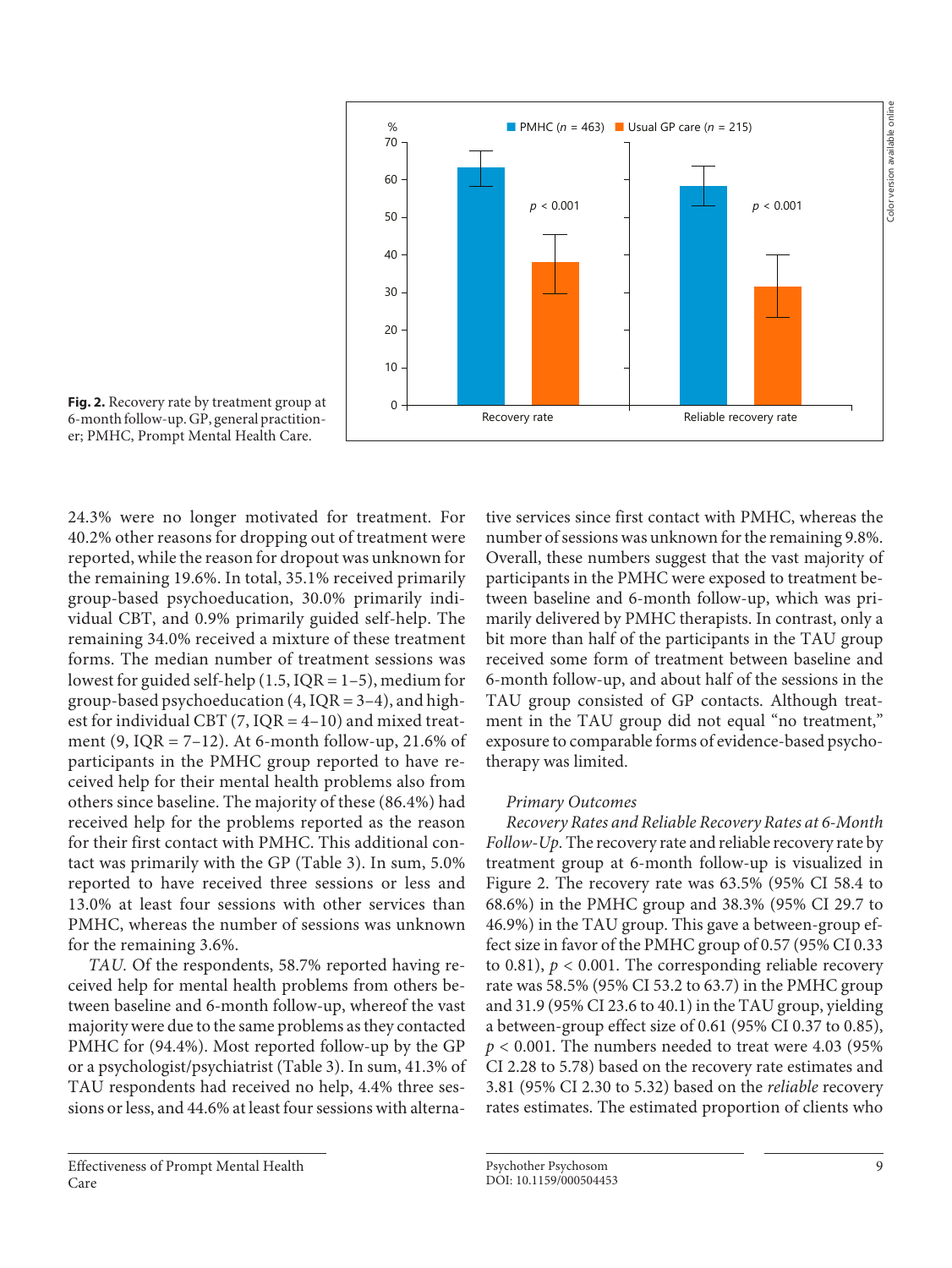**Fig. 2.** Recovery rate by treatment group at 6-month follow-up. GP, general practitioner; PMHC, Prompt Mental Health Care.

24.3% were no longer motivated for treatment. For 40.2% other reasons for dropping out of treatment were reported, while the reason for dropout was unknown for the remaining 19.6%. In total, 35.1% received primarily group-based psychoeducation, 30.0% primarily individual CBT, and 0.9% primarily guided self-help. The remaining 34.0% received a mixture of these treatment forms. The median number of treatment sessions was lowest for guided self-help (1.5, IQR = 1–5), medium for group-based psychoeducation (4, IQR = 3–4), and highest for individual CBT (7, IQR = 4–10) and mixed treatment (9, IQR = 7–12). At 6-month follow-up, 21.6% of participants in the PMHC group reported to have received help for their mental health problems also from others since baseline. The majority of these (86.4%) had received help for the problems reported as the reason for their first contact with PMHC. This additional contact was primarily with the GP (Table 3). In sum, 5.0% reported to have received three sessions or less and 13.0% at least four sessions with other services than PMHC, whereas the number of sessions was unknown for the remaining 3.6%.

*TAU.* Of the respondents, 58.7% reported having received help for mental health problems from others between baseline and 6-month follow-up, whereof the vast majority were due to the same problems as they contacted PMHC for (94.4%). Most reported follow-up by the GP or a psychologist/psychiatrist (Table 3). In sum, 41.3% of TAU respondents had received no help, 4.4% three sessions or less, and 44.6% at least four sessions with alternative services since first contact with PMHC, whereas the number of sessions was unknown for the remaining 9.8%. Overall, these numbers suggest that the vast majority of participants in the PMHC were exposed to treatment between baseline and 6-month follow-up, which was primarily delivered by PMHC therapists. In contrast, only a bit more than half of the participants in the TAU group received some form of treatment between baseline and 6-month follow-up, and about half of the sessions in the TAU group consisted of GP contacts. Although treatment in the TAU group did not equal "no treatment," exposure to comparable forms of evidence-based psychotherapy was limited.

### Primary Outcomes

*Recovery Rates and Reliable Recovery Rates at 6-Month Follow-Up.* The recovery rate and reliable recovery rate by treatment group at 6-month follow-up is visualized in Figure 2. The recovery rate was 63.5% (95% CI 58.4 to 68.6%) in the PMHC group and 38.3% (95% CI 29.7 to 46.9%) in the TAU group. This gave a between-group effect size in favor of the PMHC group of 0.57 (95% CI 0.33 to 0.81), $p < 0.001$. The corresponding reliable recovery rate was 58.5% (95% CI 53.2 to 63.7) in the PMHC group and 31.9 (95% CI 23.6 to 40.1) in the TAU group, yielding a between-group effect size of 0.61 (95% CI 0.37 to 0.85), $p < 0.001$. The numbers needed to treat were 4.03 (95% CI 2.28 to 5.78) based on the recovery rate estimates and 3.81 (95% CI 2.30 to 5.32) based on the *reliable* recovery rates estimates. The estimated proportion of clients who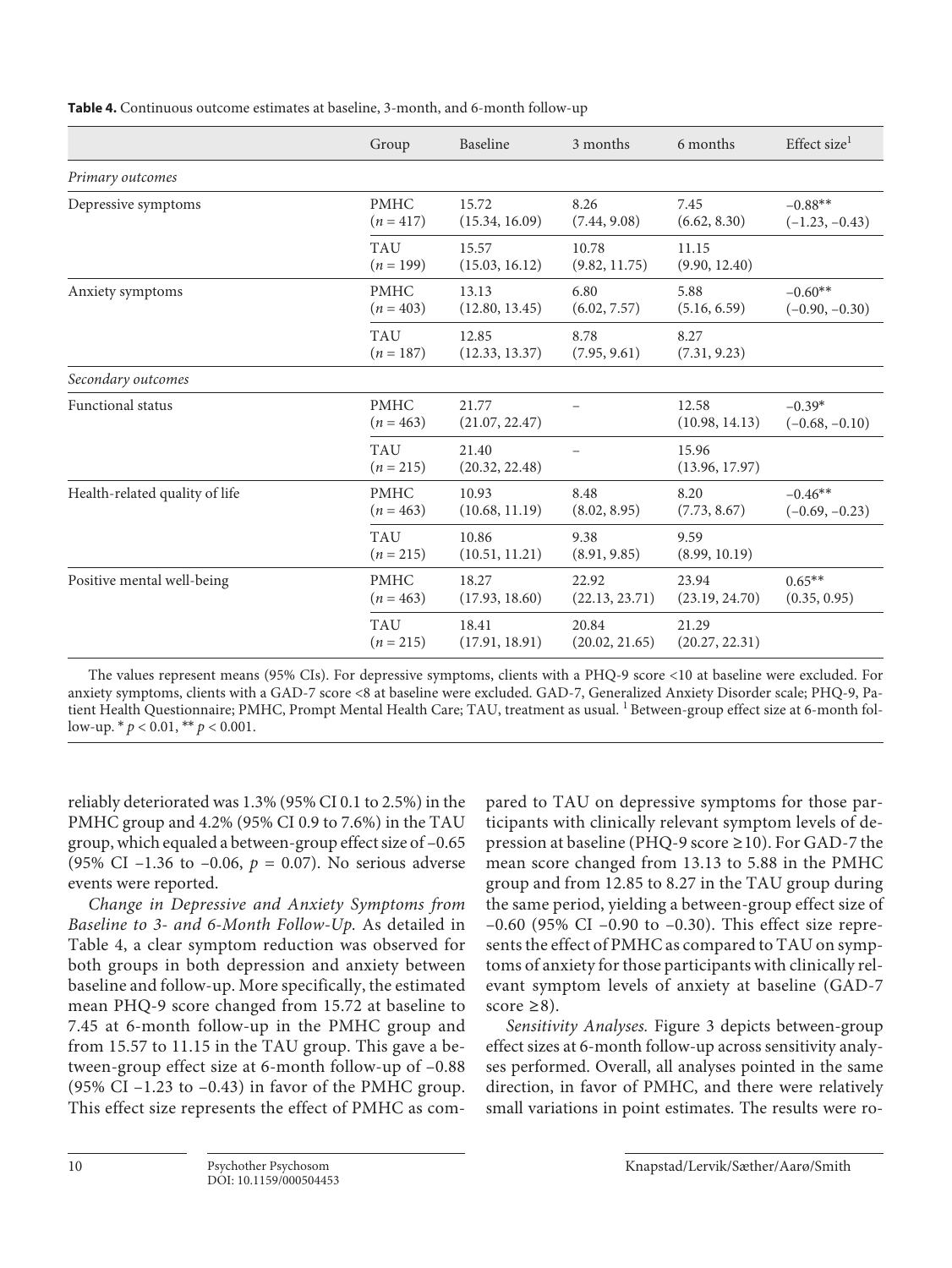**Table 4.** Continuous outcome estimates at baseline, 3-month, and 6-month follow-up

| | Group | Baseline | 3 months | 6 months | Effect size[1] |
|---|---|---|---|---|---|
| *Primary outcomes* | | | | | |
| Depressive symptoms | PMHC ($n$ = 417) | 15.72 (15.34, 16.09) | 8.26 (7.44, 9.08) | 7.45 (6.62, 8.30) | –0.88** (–1.23, –0.43) |
| | TAU ($n$ = 199) | 15.57 (15.03, 16.12) | 10.78 (9.82, 11.75) | 11.15 (9.90, 12.40) | |
| Anxiety symptoms | PMHC ($n$ = 403) | 13.13 (12.80, 13.45) | 6.80 (6.02, 7.57) | 5.88 (5.16, 6.59) | –0.60** (–0.90, –0.30) |
| | TAU ($n$ = 187) | 12.85 (12.33, 13.37) | 8.78 (7.95, 9.61) | 8.27 (7.31, 9.23) | |
| *Secondary outcomes* | | | | | |
| Functional status | PMHC ($n$ = 463) | 21.77 (21.07, 22.47) | – | 12.58 (10.98, 14.13) | –0.39* (–0.68, –0.10) |
| | TAU ($n$ = 215) | 21.40 (20.32, 22.48) | – | 15.96 (13.96, 17.97) | |
| Health-related quality of life | PMHC ($n$ = 463) | 10.93 (10.68, 11.19) | 8.48 (8.02, 8.95) | 8.20 (7.73, 8.67) | –0.46** (–0.69, –0.23) |
| | TAU ($n$ = 215) | 10.86 (10.51, 11.21) | 9.38 (8.91, 9.85) | 9.59 (8.99, 10.19) | |
| Positive mental well-being | PMHC ($n$ = 463) | 18.27 (17.93, 18.60) | 22.92 (22.13, 23.71) | 23.94 (23.19, 24.70) | 0.65** (0.35, 0.95) |
| | TAU ($n$ = 215) | 18.41 (17.91, 18.91) | 20.84 (20.02, 21.65) | 21.29 (20.27, 22.31) | |

The values represent means (95% CIs). For depressive symptoms, clients with a PHQ-9 score <10 at baseline were excluded. For anxiety symptoms, clients with a GAD-7 score <8 at baseline were excluded. GAD-7, Generalized Anxiety Disorder scale; PHQ-9, Patient Health Questionnaire; PMHC, Prompt Mental Health Care; TAU, treatment as usual. [1] Between-group effect size at 6-month follow-up. * $p < 0.01$, ** $p < 0.001$.

reliably deteriorated was 1.3% (95% CI 0.1 to 2.5%) in the PMHC group and 4.2% (95% CI 0.9 to 7.6%) in the TAU group, which equaled a between-group effect size of –0.65 (95% CI –1.36 to –0.06, $p$ = 0.07). No serious adverse events were reported.

*Change in Depressive and Anxiety Symptoms from Baseline to 3- and 6-Month Follow-Up.* As detailed in Table 4, a clear symptom reduction was observed for both groups in both depression and anxiety between baseline and follow-up. More specifically, the estimated mean PHQ-9 score changed from 15.72 at baseline to 7.45 at 6-month follow-up in the PMHC group and from 15.57 to 11.15 in the TAU group. This gave a between-group effect size at 6-month follow-up of –0.88 (95% CI –1.23 to –0.43) in favor of the PMHC group. This effect size represents the effect of PMHC as compared to TAU on depressive symptoms for those participants with clinically relevant symptom levels of depression at baseline (PHQ-9 score ≥10). For GAD-7 the mean score changed from 13.13 to 5.88 in the PMHC group and from 12.85 to 8.27 in the TAU group during the same period, yielding a between-group effect size of –0.60 (95% CI –0.90 to –0.30). This effect size represents the effect of PMHC as compared to TAU on symptoms of anxiety for those participants with clinically relevant symptom levels of anxiety at baseline (GAD-7 score ≥8).

*Sensitivity Analyses.* Figure 3 depicts between-group effect sizes at 6-month follow-up across sensitivity analyses performed. Overall, all analyses pointed in the same direction, in favor of PMHC, and there were relatively small variations in point estimates. The results were ro-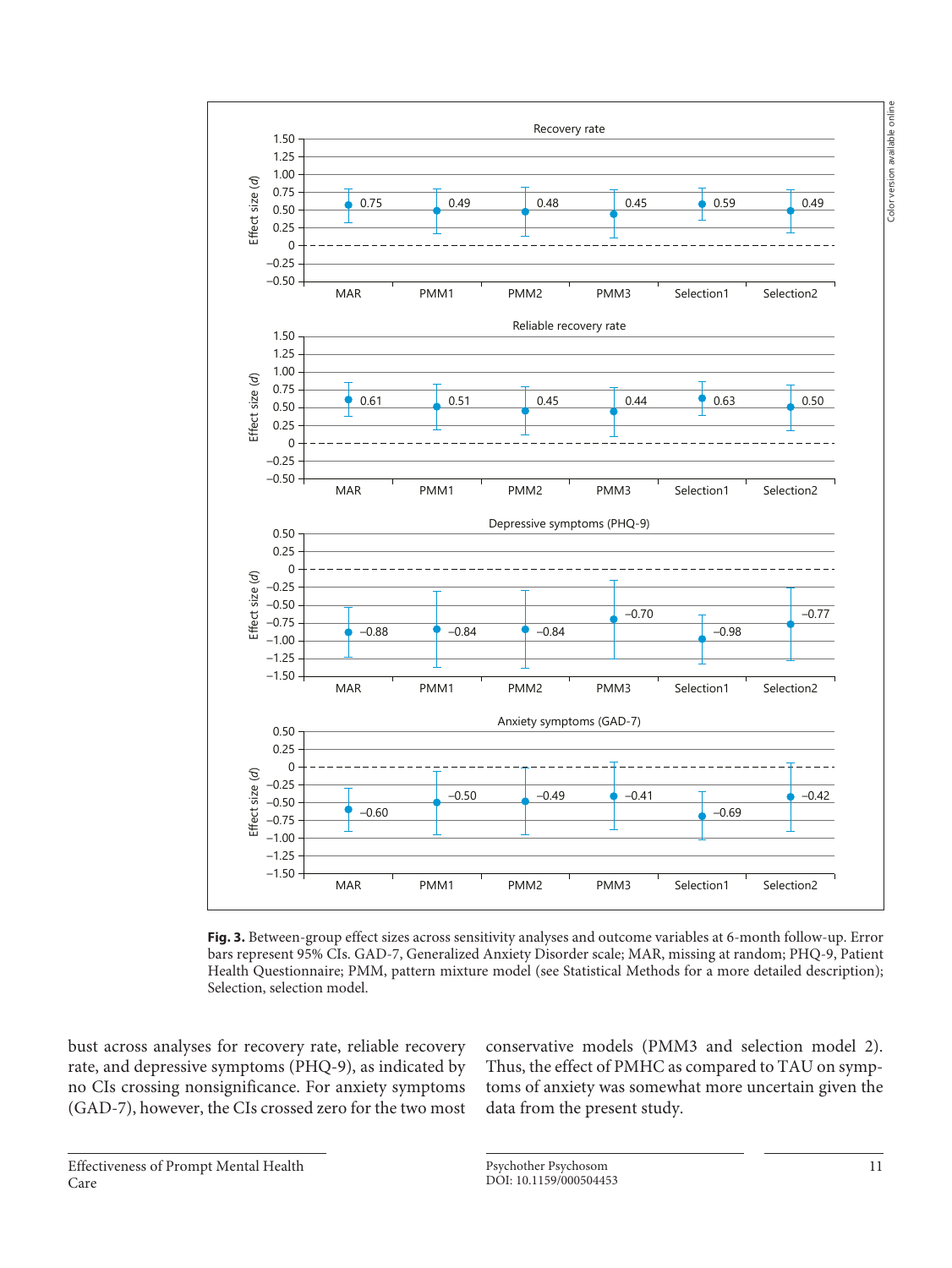**Fig. 3.** Between-group effect sizes across sensitivity analyses and outcome variables at 6-month follow-up. Error bars represent 95% CIs. GAD-7, Generalized Anxiety Disorder scale; MAR, missing at random; PHQ-9, Patient Health Questionnaire; PMM, pattern mixture model (see Statistical Methods for a more detailed description); Selection, selection model.

bust across analyses for recovery rate, reliable recovery rate, and depressive symptoms (PHQ-9), as indicated by no CIs crossing nonsignificance. For anxiety symptoms (GAD-7), however, the CIs crossed zero for the two most conservative models (PMM3 and selection model 2). Thus, the effect of PMHC as compared to TAU on symptoms of anxiety was somewhat more uncertain given the data from the present study.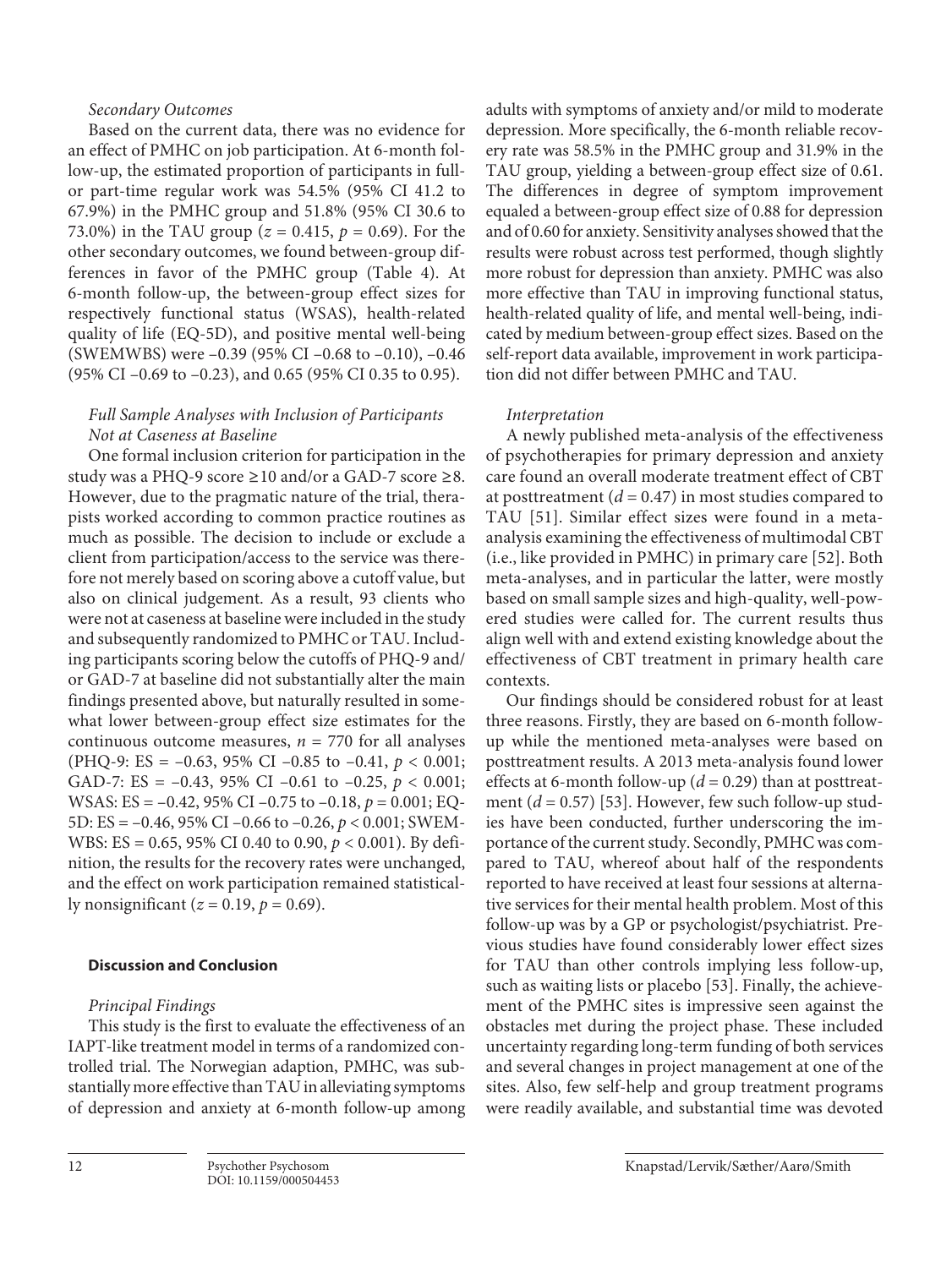### *Secondary Outcomes*

Based on the current data, there was no evidence for an effect of PMHC on job participation. At 6-month follow-up, the estimated proportion of participants in full- or part-time regular work was 54.5% (95% CI 41.2 to 67.9%) in the PMHC group and 51.8% (95% CI 30.6 to 73.0%) in the TAU group ($z = 0.415$, $p = 0.69$). For the other secondary outcomes, we found between-group differences in favor of the PMHC group (Table 4). At 6-month follow-up, the between-group effect sizes for respectively functional status (WSAS), health-related quality of life (EQ-5D), and positive mental well-being (SWEMWBS) were –0.39 (95% CI –0.68 to –0.10), –0.46 (95% CI –0.69 to –0.23), and 0.65 (95% CI 0.35 to 0.95).

### *Full Sample Analyses with Inclusion of Participants Not at Caseness at Baseline*

One formal inclusion criterion for participation in the study was a PHQ-9 score ≥10 and/or a GAD-7 score ≥8. However, due to the pragmatic nature of the trial, therapists worked according to common practice routines as much as possible. The decision to include or exclude a client from participation/access to the service was therefore not merely based on scoring above a cutoff value, but also on clinical judgement. As a result, 93 clients who were not at caseness at baseline were included in the study and subsequently randomized to PMHC or TAU. Including participants scoring below the cutoffs of PHQ-9 and/or GAD-7 at baseline did not substantially alter the main findings presented above, but naturally resulted in somewhat lower between-group effect size estimates for the continuous outcome measures, $n = 770$ for all analyses (PHQ-9: ES = –0.63, 95% CI –0.85 to –0.41, $p < 0.001$; GAD-7: ES = –0.43, 95% CI –0.61 to –0.25, $p < 0.001$; WSAS: ES = –0.42, 95% CI –0.75 to –0.18, $p = 0.001$; EQ-5D: ES = –0.46, 95% CI –0.66 to –0.26, $p < 0.001$; SWEMWBS: ES = 0.65, 95% CI 0.40 to 0.90, $p < 0.001$). By definition, the results for the recovery rates were unchanged, and the effect on work participation remained statistically nonsignificant ($z = 0.19$, $p = 0.69$).

## **Discussion and Conclusion**

### *Principal Findings*

This study is the first to evaluate the effectiveness of an IAPT-like treatment model in terms of a randomized controlled trial. The Norwegian adaption, PMHC, was substantially more effective than TAU in alleviating symptoms of depression and anxiety at 6-month follow-up among adults with symptoms of anxiety and/or mild to moderate depression. More specifically, the 6-month reliable recovery rate was 58.5% in the PMHC group and 31.9% in the TAU group, yielding a between-group effect size of 0.61. The differences in degree of symptom improvement equaled a between-group effect size of 0.88 for depression and of 0.60 for anxiety. Sensitivity analyses showed that the results were robust across test performed, though slightly more robust for depression than anxiety. PMHC was also more effective than TAU in improving functional status, health-related quality of life, and mental well-being, indicated by medium between-group effect sizes. Based on the self-report data available, improvement in work participation did not differ between PMHC and TAU.

### *Interpretation*

A newly published meta-analysis of the effectiveness of psychotherapies for primary depression and anxiety care found an overall moderate treatment effect of CBT at posttreatment ($d = 0.47$) in most studies compared to TAU [51]. Similar effect sizes were found in a meta-analysis examining the effectiveness of multimodal CBT (i.e., like provided in PMHC) in primary care [52]. Both meta-analyses, and in particular the latter, were mostly based on small sample sizes and high-quality, well-powered studies were called for. The current results thus align well with and extend existing knowledge about the effectiveness of CBT treatment in primary health care contexts.

Our findings should be considered robust for at least three reasons. Firstly, they are based on 6-month follow-up while the mentioned meta-analyses were based on posttreatment results. A 2013 meta-analysis found lower effects at 6-month follow-up ($d = 0.29$) than at posttreatment ($d = 0.57$) [53]. However, few such follow-up studies have been conducted, further underscoring the importance of the current study. Secondly, PMHC was compared to TAU, whereof about half of the respondents reported to have received at least four sessions at alternative services for their mental health problem. Most of this follow-up was by a GP or psychologist/psychiatrist. Previous studies have found considerably lower effect sizes for TAU than other controls implying less follow-up, such as waiting lists or placebo [53]. Finally, the achievement of the PMHC sites is impressive seen against the obstacles met during the project phase. These included uncertainty regarding long-term funding of both services and several changes in project management at one of the sites. Also, few self-help and group treatment programs were readily available, and substantial time was devoted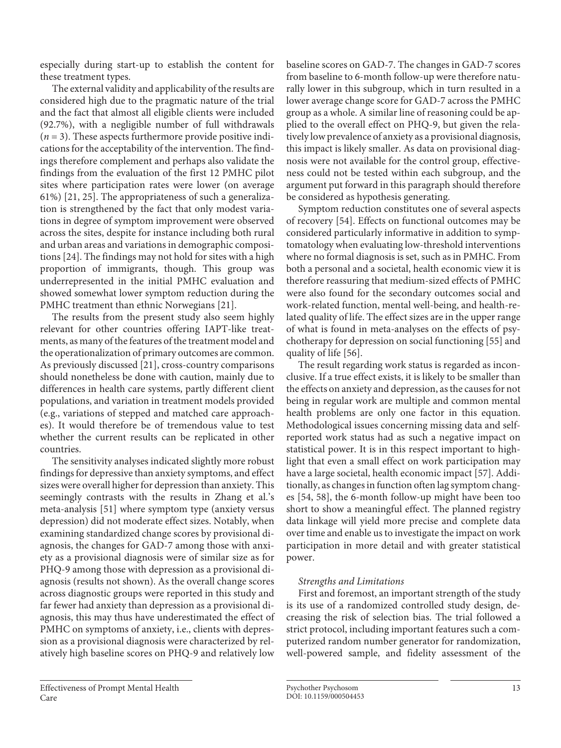especially during start-up to establish the content for these treatment types.

The external validity and applicability of the results are considered high due to the pragmatic nature of the trial and the fact that almost all eligible clients were included (92.7%), with a negligible number of full withdrawals ($n = 3$). These aspects furthermore provide positive indications for the acceptability of the intervention. The findings therefore complement and perhaps also validate the findings from the evaluation of the first 12 PMHC pilot sites where participation rates were lower (on average 61%) [21, 25]. The appropriateness of such a generalization is strengthened by the fact that only modest variations in degree of symptom improvement were observed across the sites, despite for instance including both rural and urban areas and variations in demographic compositions [24]. The findings may not hold for sites with a high proportion of immigrants, though. This group was underrepresented in the initial PMHC evaluation and showed somewhat lower symptom reduction during the PMHC treatment than ethnic Norwegians [21].

The results from the present study also seem highly relevant for other countries offering IAPT-like treatments, as many of the features of the treatment model and the operationalization of primary outcomes are common. As previously discussed [21], cross-country comparisons should nonetheless be done with caution, mainly due to differences in health care systems, partly different client populations, and variation in treatment models provided (e.g., variations of stepped and matched care approaches). It would therefore be of tremendous value to test whether the current results can be replicated in other countries.

The sensitivity analyses indicated slightly more robust findings for depressive than anxiety symptoms, and effect sizes were overall higher for depression than anxiety. This seemingly contrasts with the results in Zhang et al.'s meta-analysis [51] where symptom type (anxiety versus depression) did not moderate effect sizes. Notably, when examining standardized change scores by provisional diagnosis, the changes for GAD-7 among those with anxiety as a provisional diagnosis were of similar size as for PHQ-9 among those with depression as a provisional diagnosis (results not shown). As the overall change scores across diagnostic groups were reported in this study and far fewer had anxiety than depression as a provisional diagnosis, this may thus have underestimated the effect of PMHC on symptoms of anxiety, i.e., clients with depression as a provisional diagnosis were characterized by relatively high baseline scores on PHQ-9 and relatively low baseline scores on GAD-7. The changes in GAD-7 scores from baseline to 6-month follow-up were therefore naturally lower in this subgroup, which in turn resulted in a lower average change score for GAD-7 across the PMHC group as a whole. A similar line of reasoning could be applied to the overall effect on PHQ-9, but given the relatively low prevalence of anxiety as a provisional diagnosis, this impact is likely smaller. As data on provisional diagnosis were not available for the control group, effectiveness could not be tested within each subgroup, and the argument put forward in this paragraph should therefore be considered as hypothesis generating.

Symptom reduction constitutes one of several aspects of recovery [54]. Effects on functional outcomes may be considered particularly informative in addition to symptomatology when evaluating low-threshold interventions where no formal diagnosis is set, such as in PMHC. From both a personal and a societal, health economic view it is therefore reassuring that medium-sized effects of PMHC were also found for the secondary outcomes social and work-related function, mental well-being, and health-related quality of life. The effect sizes are in the upper range of what is found in meta-analyses on the effects of psychotherapy for depression on social functioning [55] and quality of life [56].

The result regarding work status is regarded as inconclusive. If a true effect exists, it is likely to be smaller than the effects on anxiety and depression, as the causes for not being in regular work are multiple and common mental health problems are only one factor in this equation. Methodological issues concerning missing data and self-reported work status had as such a negative impact on statistical power. It is in this respect important to highlight that even a small effect on work participation may have a large societal, health economic impact [57]. Additionally, as changes in function often lag symptom changes [54, 58], the 6-month follow-up might have been too short to show a meaningful effect. The planned registry data linkage will yield more precise and complete data over time and enable us to investigate the impact on work participation in more detail and with greater statistical power.

*Strengths and Limitations*

First and foremost, an important strength of the study is its use of a randomized controlled study design, decreasing the risk of selection bias. The trial followed a strict protocol, including important features such a computerized random number generator for randomization, well-powered sample, and fidelity assessment of the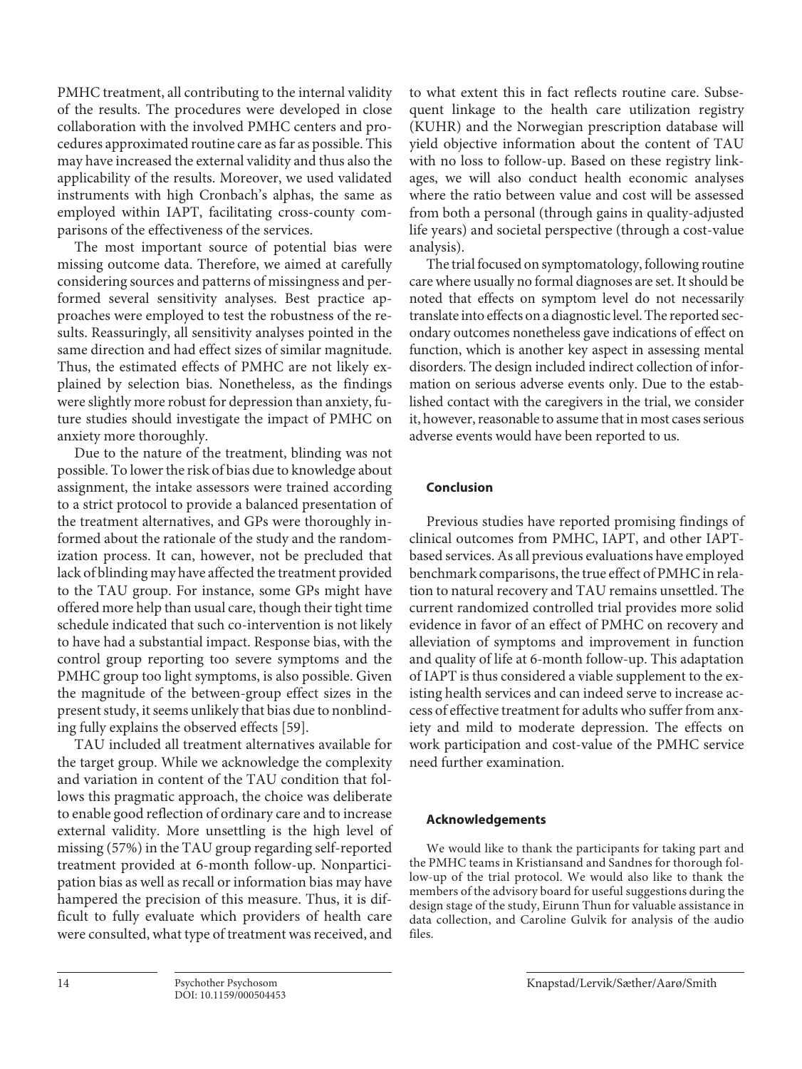PMHC treatment, all contributing to the internal validity of the results. The procedures were developed in close collaboration with the involved PMHC centers and procedures approximated routine care as far as possible. This may have increased the external validity and thus also the applicability of the results. Moreover, we used validated instruments with high Cronbach's alphas, the same as employed within IAPT, facilitating cross-county comparisons of the effectiveness of the services.

The most important source of potential bias were missing outcome data. Therefore, we aimed at carefully considering sources and patterns of missingness and performed several sensitivity analyses. Best practice approaches were employed to test the robustness of the results. Reassuringly, all sensitivity analyses pointed in the same direction and had effect sizes of similar magnitude. Thus, the estimated effects of PMHC are not likely explained by selection bias. Nonetheless, as the findings were slightly more robust for depression than anxiety, future studies should investigate the impact of PMHC on anxiety more thoroughly.

Due to the nature of the treatment, blinding was not possible. To lower the risk of bias due to knowledge about assignment, the intake assessors were trained according to a strict protocol to provide a balanced presentation of the treatment alternatives, and GPs were thoroughly informed about the rationale of the study and the randomization process. It can, however, not be precluded that lack of blinding may have affected the treatment provided to the TAU group. For instance, some GPs might have offered more help than usual care, though their tight time schedule indicated that such co-intervention is not likely to have had a substantial impact. Response bias, with the control group reporting too severe symptoms and the PMHC group too light symptoms, is also possible. Given the magnitude of the between-group effect sizes in the present study, it seems unlikely that bias due to nonblinding fully explains the observed effects [59].

TAU included all treatment alternatives available for the target group. While we acknowledge the complexity and variation in content of the TAU condition that follows this pragmatic approach, the choice was deliberate to enable good reflection of ordinary care and to increase external validity. More unsettling is the high level of missing (57%) in the TAU group regarding self-reported treatment provided at 6-month follow-up. Nonparticipation bias as well as recall or information bias may have hampered the precision of this measure. Thus, it is difficult to fully evaluate which providers of health care were consulted, what type of treatment was received, and to what extent this in fact reflects routine care. Subsequent linkage to the health care utilization registry (KUHR) and the Norwegian prescription database will yield objective information about the content of TAU with no loss to follow-up. Based on these registry linkages, we will also conduct health economic analyses where the ratio between value and cost will be assessed from both a personal (through gains in quality-adjusted life years) and societal perspective (through a cost-value analysis).

The trial focused on symptomatology, following routine care where usually no formal diagnoses are set. It should be noted that effects on symptom level do not necessarily translate into effects on a diagnostic level. The reported secondary outcomes nonetheless gave indications of effect on function, which is another key aspect in assessing mental disorders. The design included indirect collection of information on serious adverse events only. Due to the established contact with the caregivers in the trial, we consider it, however, reasonable to assume that in most cases serious adverse events would have been reported to us.

## Conclusion

Previous studies have reported promising findings of clinical outcomes from PMHC, IAPT, and other IAPT-based services. As all previous evaluations have employed benchmark comparisons, the true effect of PMHC in relation to natural recovery and TAU remains unsettled. The current randomized controlled trial provides more solid evidence in favor of an effect of PMHC on recovery and alleviation of symptoms and improvement in function and quality of life at 6-month follow-up. This adaptation of IAPT is thus considered a viable supplement to the existing health services and can indeed serve to increase access of effective treatment for adults who suffer from anxiety and mild to moderate depression. The effects on work participation and cost-value of the PMHC service need further examination.

## Acknowledgements

We would like to thank the participants for taking part and the PMHC teams in Kristiansand and Sandnes for thorough follow-up of the trial protocol. We would also like to thank the members of the advisory board for useful suggestions during the design stage of the study, Eirunn Thun for valuable assistance in data collection, and Caroline Gulvik for analysis of the audio files.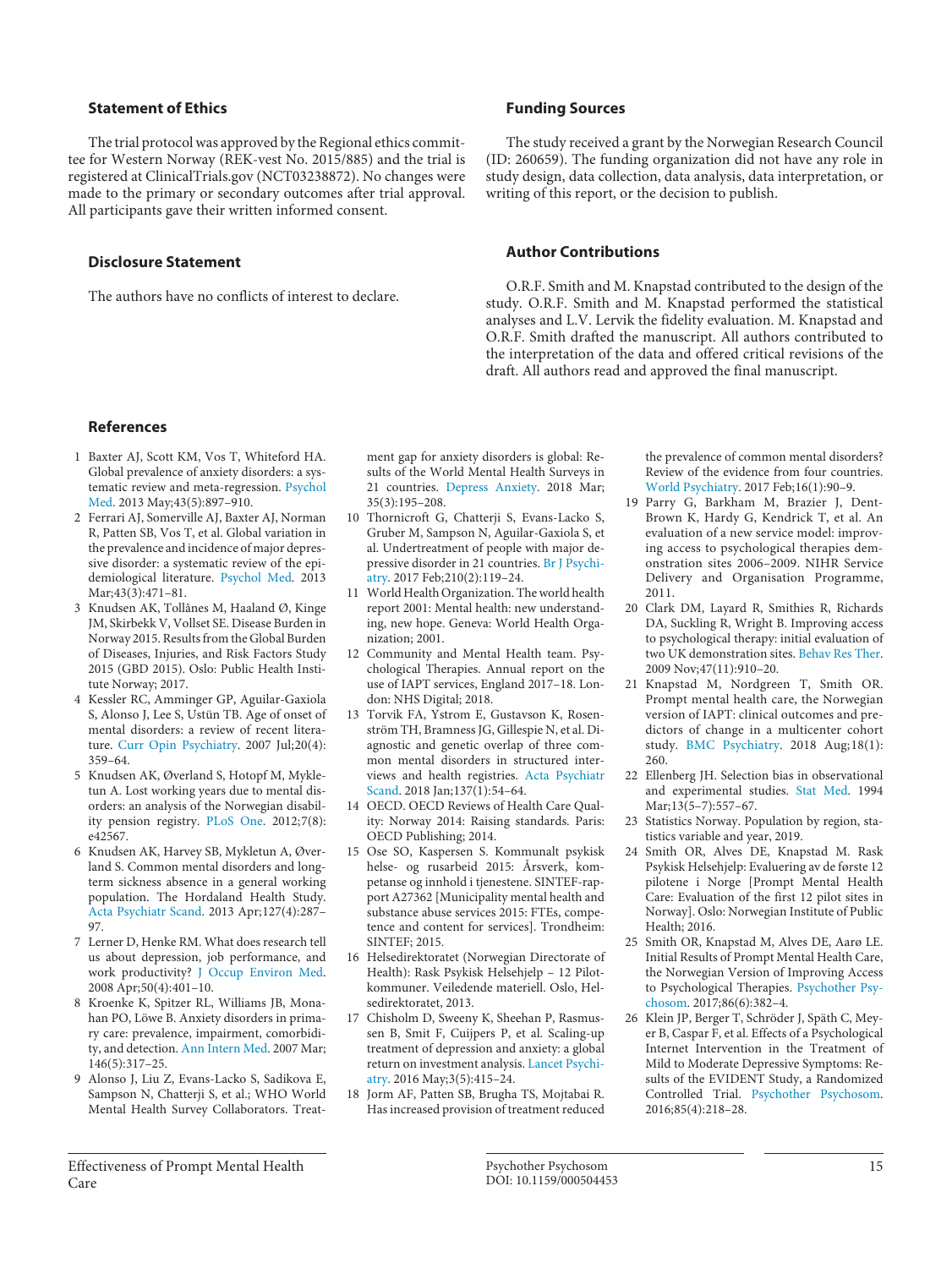## Statement of Ethics

The trial protocol was approved by the Regional ethics committee for Western Norway (REK-vest No. 2015/885) and the trial is registered at ClinicalTrials.gov (NCT03238872). No changes were made to the primary or secondary outcomes after trial approval. All participants gave their written informed consent.

## Disclosure Statement

The authors have no conflicts of interest to declare.

## Funding Sources

The study received a grant by the Norwegian Research Council (ID: 260659). The funding organization did not have any role in study design, data collection, data analysis, data interpretation, or writing of this report, or the decision to publish.

## Author Contributions

O.R.F. Smith and M. Knapstad contributed to the design of the study. O.R.F. Smith and M. Knapstad performed the statistical analyses and L.V. Lervik the fidelity evaluation. M. Knapstad and O.R.F. Smith drafted the manuscript. All authors contributed to the interpretation of the data and offered critical revisions of the draft. All authors read and approved the final manuscript.

## References

1 Baxter AJ, Scott KM, Vos T, Whiteford HA. Global prevalence of anxiety disorders: a systematic review and meta-regression. Psychol Med. 2013 May;43(5):897–910.

2 Ferrari AJ, Somerville AJ, Baxter AJ, Norman R, Patten SB, Vos T, et al. Global variation in the prevalence and incidence of major depressive disorder: a systematic review of the epidemiological literature. Psychol Med. 2013 Mar;43(3):471–81.

3 Knudsen AK, Tollånes M, Haaland Ø, Kinge JM, Skirbekk V, Vollset SE. Disease Burden in Norway 2015. Results from the Global Burden of Diseases, Injuries, and Risk Factors Study 2015 (GBD 2015). Oslo: Public Health Institute Norway; 2017.

4 Kessler RC, Amminger GP, Aguilar-Gaxiola S, Alonso J, Lee S, Ustün TB. Age of onset of mental disorders: a review of recent literature. Curr Opin Psychiatry. 2007 Jul;20(4):359–64.

5 Knudsen AK, Øverland S, Hotopf M, Mykletun A. Lost working years due to mental disorders: an analysis of the Norwegian disability pension registry. PLoS One. 2012;7(8):e42567.

6 Knudsen AK, Harvey SB, Mykletun A, Øverland S. Common mental disorders and long-term sickness absence in a general working population. The Hordaland Health Study. Acta Psychiatr Scand. 2013 Apr;127(4):287–97.

7 Lerner D, Henke RM. What does research tell us about depression, job performance, and work productivity? J Occup Environ Med. 2008 Apr;50(4):401–10.

8 Kroenke K, Spitzer RL, Williams JB, Monahan PO, Löwe B. Anxiety disorders in primary care: prevalence, impairment, comorbidity, and detection. Ann Intern Med. 2007 Mar;146(5):317–25.

9 Alonso J, Liu Z, Evans-Lacko S, Sadikova E, Sampson N, Chatterji S, et al.; WHO World Mental Health Survey Collaborators. Treatment gap for anxiety disorders is global: Results of the World Mental Health Surveys in 21 countries. Depress Anxiety. 2018 Mar;35(3):195–208.

10 Thornicroft G, Chatterji S, Evans-Lacko S, Gruber M, Sampson N, Aguilar-Gaxiola S, et al. Undertreatment of people with major depressive disorder in 21 countries. Br J Psychiatry. 2017 Feb;210(2):119–24.

11 World Health Organization. The world health report 2001: Mental health: new understanding, new hope. Geneva: World Health Organization; 2001.

12 Community and Mental Health team. Psychological Therapies. Annual report on the use of IAPT services, England 2017–18. London: NHS Digital; 2018.

13 Torvik FA, Ystrom E, Gustavson K, Rosenström TH, Bramness JG, Gillespie N, et al. Diagnostic and genetic overlap of three common mental disorders in structured interviews and health registries. Acta Psychiatr Scand. 2018 Jan;137(1):54–64.

14 OECD. OECD Reviews of Health Care Quality: Norway 2014: Raising standards. Paris: OECD Publishing; 2014.

15 Ose SO, Kaspersen S. Kommunalt psykisk helse- og rusarbeid 2015: Årsverk, kompetanse og innhold i tjenestene. SINTEF-rapport A27362 [Municipality mental health and substance abuse services 2015: FTEs, competence and content for services]. Trondheim: SINTEF; 2015.

16 Helsedirektoratet (Norwegian Directorate of Health): Rask Psykisk Helsehjelp – 12 Pilotkommuner. Veiledende materiell. Oslo, Helsedirektoratet, 2013.

17 Chisholm D, Sweeny K, Sheehan P, Rasmussen B, Smit F, Cuijpers P, et al. Scaling-up treatment of depression and anxiety: a global return on investment analysis. Lancet Psychiatry. 2016 May;3(5):415–24.

18 Jorm AF, Patten SB, Brugha TS, Mojtabai R. Has increased provision of treatment reduced the prevalence of common mental disorders? Review of the evidence from four countries. World Psychiatry. 2017 Feb;16(1):90–9.

19 Parry G, Barkham M, Brazier J, Dent-Brown K, Hardy G, Kendrick T, et al. An evaluation of a new service model: improving access to psychological therapies demonstration sites 2006–2009. NIHR Service Delivery and Organisation Programme, 2011.

20 Clark DM, Layard R, Smithies R, Richards DA, Suckling R, Wright B. Improving access to psychological therapy: initial evaluation of two UK demonstration sites. Behav Res Ther. 2009 Nov;47(11):910–20.

21 Knapstad M, Nordgreen T, Smith OR. Prompt mental health care, the Norwegian version of IAPT: clinical outcomes and predictors of change in a multicenter cohort study. BMC Psychiatry. 2018 Aug;18(1):260.

22 Ellenberg JH. Selection bias in observational and experimental studies. Stat Med. 1994 Mar;13(5–7):557–67.

23 Statistics Norway. Population by region, statistics variable and year, 2019.

24 Smith OR, Alves DE, Knapstad M. Rask Psykisk Helsehjelp: Evaluering av de første 12 pilotene i Norge [Prompt Mental Health Care: Evaluation of the first 12 pilot sites in Norway]. Oslo: Norwegian Institute of Public Health; 2016.

25 Smith OR, Knapstad M, Alves DE, Aarø LE. Initial Results of Prompt Mental Health Care, the Norwegian Version of Improving Access to Psychological Therapies. Psychother Psychosom. 2017;86(6):382–4.

26 Klein JP, Berger T, Schröder J, Späth C, Meyer B, Caspar F, et al. Effects of a Psychological Internet Intervention in the Treatment of Mild to Moderate Depressive Symptoms: Results of the EVIDENT Study, a Randomized Controlled Trial. Psychother Psychosom. 2016;85(4):218–28.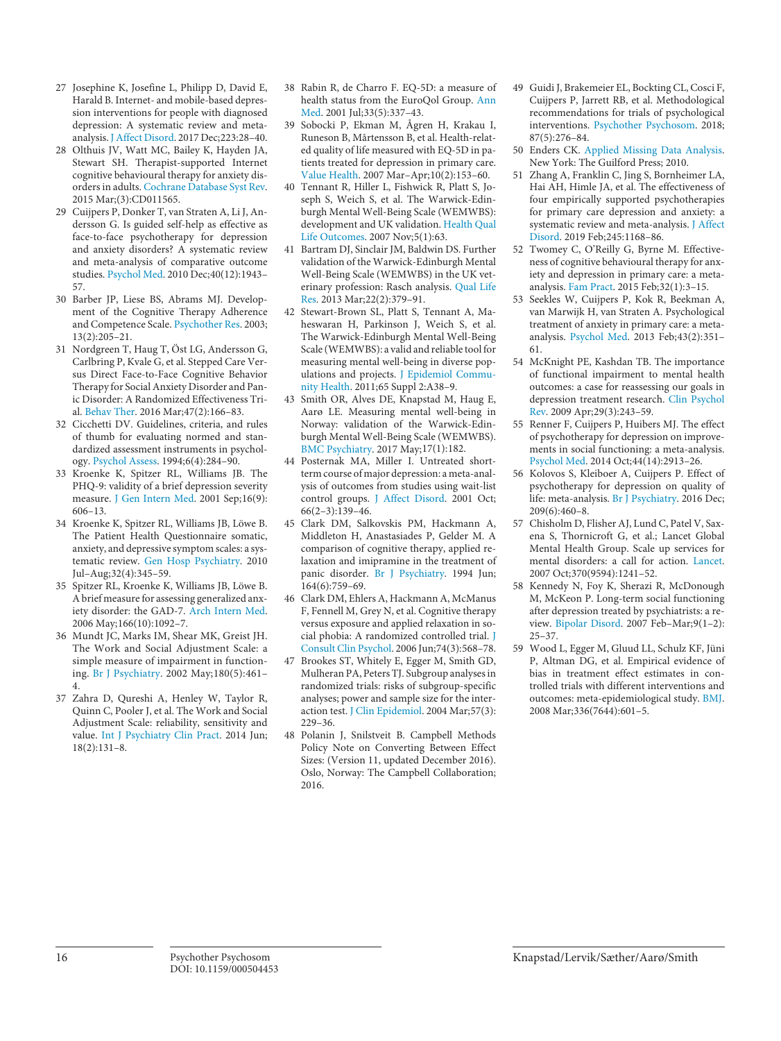27 Josephine K, Josefine L, Philipp D, David E, Harald B. Internet- and mobile-based depression interventions for people with diagnosed depression: A systematic review and meta-analysis. J Affect Disord. 2017 Dec;223:28–40.

28 Olthuis JV, Watt MC, Bailey K, Hayden JA, Stewart SH. Therapist-supported Internet cognitive behavioural therapy for anxiety disorders in adults. Cochrane Database Syst Rev. 2015 Mar;(3):CD011565.

29 Cuijpers P, Donker T, van Straten A, Li J, Andersson G. Is guided self-help as effective as face-to-face psychotherapy for depression and anxiety disorders? A systematic review and meta-analysis of comparative outcome studies. Psychol Med. 2010 Dec;40(12):1943–57.

30 Barber JP, Liese BS, Abrams MJ. Development of the Cognitive Therapy Adherence and Competence Scale. Psychother Res. 2003; 13(2):205–21.

31 Nordgreen T, Haug T, Öst LG, Andersson G, Carlbring P, Kvale G, et al. Stepped Care Versus Direct Face-to-Face Cognitive Behavior Therapy for Social Anxiety Disorder and Panic Disorder: A Randomized Effectiveness Trial. Behav Ther. 2016 Mar;47(2):166–83.

32 Cicchetti DV. Guidelines, criteria, and rules of thumb for evaluating normed and standardized assessment instruments in psychology. Psychol Assess. 1994;6(4):284–90.

33 Kroenke K, Spitzer RL, Williams JB. The PHQ-9: validity of a brief depression severity measure. J Gen Intern Med. 2001 Sep;16(9): 606–13.

34 Kroenke K, Spitzer RL, Williams JB, Löwe B. The Patient Health Questionnaire somatic, anxiety, and depressive symptom scales: a systematic review. Gen Hosp Psychiatry. 2010 Jul–Aug;32(4):345–59.

35 Spitzer RL, Kroenke K, Williams JB, Löwe B. A brief measure for assessing generalized anxiety disorder: the GAD-7. Arch Intern Med. 2006 May;166(10):1092–7.

36 Mundt JC, Marks IM, Shear MK, Greist JH. The Work and Social Adjustment Scale: a simple measure of impairment in functioning. Br J Psychiatry. 2002 May;180(5):461–4.

37 Zahra D, Qureshi A, Henley W, Taylor R, Quinn C, Pooler J, et al. The Work and Social Adjustment Scale: reliability, sensitivity and value. Int J Psychiatry Clin Pract. 2014 Jun; 18(2):131–8.

38 Rabin R, de Charro F. EQ-5D: a measure of health status from the EuroQol Group. Ann Med. 2001 Jul;33(5):337–43.

39 Sobocki P, Ekman M, Ågren H, Krakau I, Runeson B, Mårtensson B, et al. Health-related quality of life measured with EQ-5D in patients treated for depression in primary care. Value Health. 2007 Mar–Apr;10(2):153–60.

40 Tennant R, Hiller L, Fishwick R, Platt S, Joseph S, Weich S, et al. The Warwick-Edinburgh Mental Well-Being Scale (WEMWBS): development and UK validation. Health Qual Life Outcomes. 2007 Nov;5(1):63.

41 Bartram DJ, Sinclair JM, Baldwin DS. Further validation of the Warwick-Edinburgh Mental Well-Being Scale (WEMWBS) in the UK veterinary profession: Rasch analysis. Qual Life Res. 2013 Mar;22(2):379–91.

42 Stewart-Brown SL, Platt S, Tennant A, Maheswaran H, Parkinson J, Weich S, et al. The Warwick-Edinburgh Mental Well-Being Scale (WEMWBS): a valid and reliable tool for measuring mental well-being in diverse populations and projects. J Epidemiol Community Health. 2011;65 Suppl 2:A38–9.

43 Smith OR, Alves DE, Knapstad M, Haug E, Aarø LE. Measuring mental well-being in Norway: validation of the Warwick-Edinburgh Mental Well-Being Scale (WEMWBS). BMC Psychiatry. 2017 May;17(1):182.

44 Posternak MA, Miller I. Untreated short-term course of major depression: a meta-analysis of outcomes from studies using wait-list control groups. J Affect Disord. 2001 Oct; 66(2–3):139–46.

45 Clark DM, Salkovskis PM, Hackmann A, Middleton H, Anastasiades P, Gelder M. A comparison of cognitive therapy, applied relaxation and imipramine in the treatment of panic disorder. Br J Psychiatry. 1994 Jun; 164(6):759–69.

46 Clark DM, Ehlers A, Hackmann A, McManus F, Fennell M, Grey N, et al. Cognitive therapy versus exposure and applied relaxation in social phobia: A randomized controlled trial. J Consult Clin Psychol. 2006 Jun;74(3):568–78.

47 Brookes ST, Whitely E, Egger M, Smith GD, Mulheran PA, Peters TJ. Subgroup analyses in randomized trials: risks of subgroup-specific analyses; power and sample size for the interaction test. J Clin Epidemiol. 2004 Mar;57(3): 229–36.

48 Polanin J, Snilstveit B. Campbell Methods Policy Note on Converting Between Effect Sizes: (Version 11, updated December 2016). Oslo, Norway: The Campbell Collaboration; 2016.

49 Guidi J, Brakemeier EL, Bockting CL, Cosci F, Cuijpers P, Jarrett RB, et al. Methodological recommendations for trials of psychological interventions. Psychother Psychosom. 2018; 87(5):276–84.

50 Enders CK. Applied Missing Data Analysis. New York: The Guilford Press; 2010.

51 Zhang A, Franklin C, Jing S, Bornheimer LA, Hai AH, Himle JA, et al. The effectiveness of four empirically supported psychotherapies for primary care depression and anxiety: a systematic review and meta-analysis. J Affect Disord. 2019 Feb;245:1168–86.

52 Twomey C, O'Reilly G, Byrne M. Effectiveness of cognitive behavioural therapy for anxiety and depression in primary care: a meta-analysis. Fam Pract. 2015 Feb;32(1):3–15.

53 Seekles W, Cuijpers P, Kok R, Beekman A, van Marwijk H, van Straten A. Psychological treatment of anxiety in primary care: a meta-analysis. Psychol Med. 2013 Feb;43(2):351–61.

54 McKnight PE, Kashdan TB. The importance of functional impairment to mental health outcomes: a case for reassessing our goals in depression treatment research. Clin Psychol Rev. 2009 Apr;29(3):243–59.

55 Renner F, Cuijpers P, Huibers MJ. The effect of psychotherapy for depression on improvements in social functioning: a meta-analysis. Psychol Med. 2014 Oct;44(14):2913–26.

56 Kolovos S, Kleiboer A, Cuijpers P. Effect of psychotherapy for depression on quality of life: meta-analysis. Br J Psychiatry. 2016 Dec; 209(6):460–8.

57 Chisholm D, Flisher AJ, Lund C, Patel V, Saxena S, Thornicroft G, et al.; Lancet Global Mental Health Group. Scale up services for mental disorders: a call for action. Lancet. 2007 Oct;370(9594):1241–52.

58 Kennedy N, Foy K, Sherazi R, McDonough M, McKeon P. Long-term social functioning after depression treated by psychiatrists: a review. Bipolar Disord. 2007 Feb–Mar;9(1–2): 25–37.

59 Wood L, Egger M, Gluud LL, Schulz KF, Jüni P, Altman DG, et al. Empirical evidence of bias in treatment effect estimates in controlled trials with different interventions and outcomes: meta-epidemiological study. BMJ. 2008 Mar;336(7644):601–5.